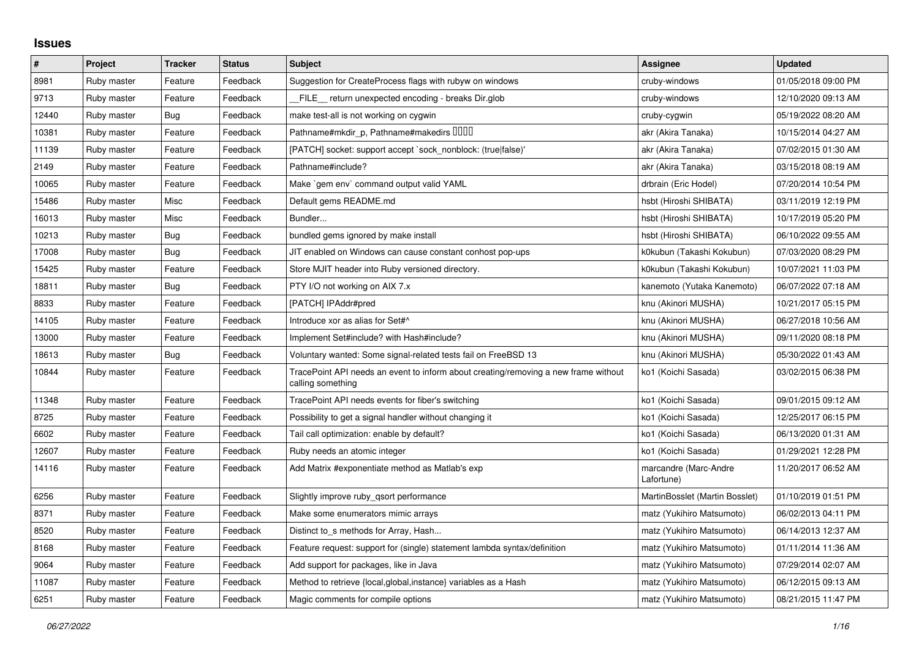## Issues

| # | Project | Tracker | Status | Subject | Assignee | Updated |
|---|---|---|---|---|---|---|
| 8981 | Ruby master | Feature | Feedback | Suggestion for CreateProcess flags with rubyw on windows | cruby-windows | 01/05/2018 09:00 PM |
| 9713 | Ruby master | Feature | Feedback | __FILE__ return unexpected encoding - breaks Dir.glob | cruby-windows | 12/10/2020 09:13 AM |
| 12440 | Ruby master | Bug | Feedback | make test-all is not working on cygwin | cruby-cygwin | 05/19/2022 08:20 AM |
| 10381 | Ruby master | Feature | Feedback | Pathname#mkdir_p, Pathname#makedirs ���� | akr (Akira Tanaka) | 10/15/2014 04:27 AM |
| 11139 | Ruby master | Feature | Feedback | [PATCH] socket: support accept `sock_nonblock: (true\|false)' | akr (Akira Tanaka) | 07/02/2015 01:30 AM |
| 2149 | Ruby master | Feature | Feedback | Pathname#include? | akr (Akira Tanaka) | 03/15/2018 08:19 AM |
| 10065 | Ruby master | Feature | Feedback | Make `gem env` command output valid YAML | drbrain (Eric Hodel) | 07/20/2014 10:54 PM |
| 15486 | Ruby master | Misc | Feedback | Default gems README.md | hsbt (Hiroshi SHIBATA) | 03/11/2019 12:19 PM |
| 16013 | Ruby master | Misc | Feedback | Bundler... | hsbt (Hiroshi SHIBATA) | 10/17/2019 05:20 PM |
| 10213 | Ruby master | Bug | Feedback | bundled gems ignored by make install | hsbt (Hiroshi SHIBATA) | 06/10/2022 09:55 AM |
| 17008 | Ruby master | Bug | Feedback | JIT enabled on Windows can cause constant conhost pop-ups | k0kubun (Takashi Kokubun) | 07/03/2020 08:29 PM |
| 15425 | Ruby master | Feature | Feedback | Store MJIT header into Ruby versioned directory. | k0kubun (Takashi Kokubun) | 10/07/2021 11:03 PM |
| 18811 | Ruby master | Bug | Feedback | PTY I/O not working on AIX 7.x | kanemoto (Yutaka Kanemoto) | 06/07/2022 07:18 AM |
| 8833 | Ruby master | Feature | Feedback | [PATCH] IPAddr#pred | knu (Akinori MUSHA) | 10/21/2017 05:15 PM |
| 14105 | Ruby master | Feature | Feedback | Introduce xor as alias for Set#^ | knu (Akinori MUSHA) | 06/27/2018 10:56 AM |
| 13000 | Ruby master | Feature | Feedback | Implement Set#include? with Hash#include? | knu (Akinori MUSHA) | 09/11/2020 08:18 PM |
| 18613 | Ruby master | Bug | Feedback | Voluntary wanted: Some signal-related tests fail on FreeBSD 13 | knu (Akinori MUSHA) | 05/30/2022 01:43 AM |
| 10844 | Ruby master | Feature | Feedback | TracePoint API needs an event to inform about creating/removing a new frame without calling something | ko1 (Koichi Sasada) | 03/02/2015 06:38 PM |
| 11348 | Ruby master | Feature | Feedback | TracePoint API needs events for fiber's switching | ko1 (Koichi Sasada) | 09/01/2015 09:12 AM |
| 8725 | Ruby master | Feature | Feedback | Possibility to get a signal handler without changing it | ko1 (Koichi Sasada) | 12/25/2017 06:15 PM |
| 6602 | Ruby master | Feature | Feedback | Tail call optimization: enable by default? | ko1 (Koichi Sasada) | 06/13/2020 01:31 AM |
| 12607 | Ruby master | Feature | Feedback | Ruby needs an atomic integer | ko1 (Koichi Sasada) | 01/29/2021 12:28 PM |
| 14116 | Ruby master | Feature | Feedback | Add Matrix #exponentiate method as Matlab's exp | marcandre (Marc-Andre Lafortune) | 11/20/2017 06:52 AM |
| 6256 | Ruby master | Feature | Feedback | Slightly improve ruby_qsort performance | MartinBosslet (Martin Bosslet) | 01/10/2019 01:51 PM |
| 8371 | Ruby master | Feature | Feedback | Make some enumerators mimic arrays | matz (Yukihiro Matsumoto) | 06/02/2013 04:11 PM |
| 8520 | Ruby master | Feature | Feedback | Distinct to_s methods for Array, Hash... | matz (Yukihiro Matsumoto) | 06/14/2013 12:37 AM |
| 8168 | Ruby master | Feature | Feedback | Feature request: support for (single) statement lambda syntax/definition | matz (Yukihiro Matsumoto) | 01/11/2014 11:36 AM |
| 9064 | Ruby master | Feature | Feedback | Add support for packages, like in Java | matz (Yukihiro Matsumoto) | 07/29/2014 02:07 AM |
| 11087 | Ruby master | Feature | Feedback | Method to retrieve {local,global,instance} variables as a Hash | matz (Yukihiro Matsumoto) | 06/12/2015 09:13 AM |
| 6251 | Ruby master | Feature | Feedback | Magic comments for compile options | matz (Yukihiro Matsumoto) | 08/21/2015 11:47 PM |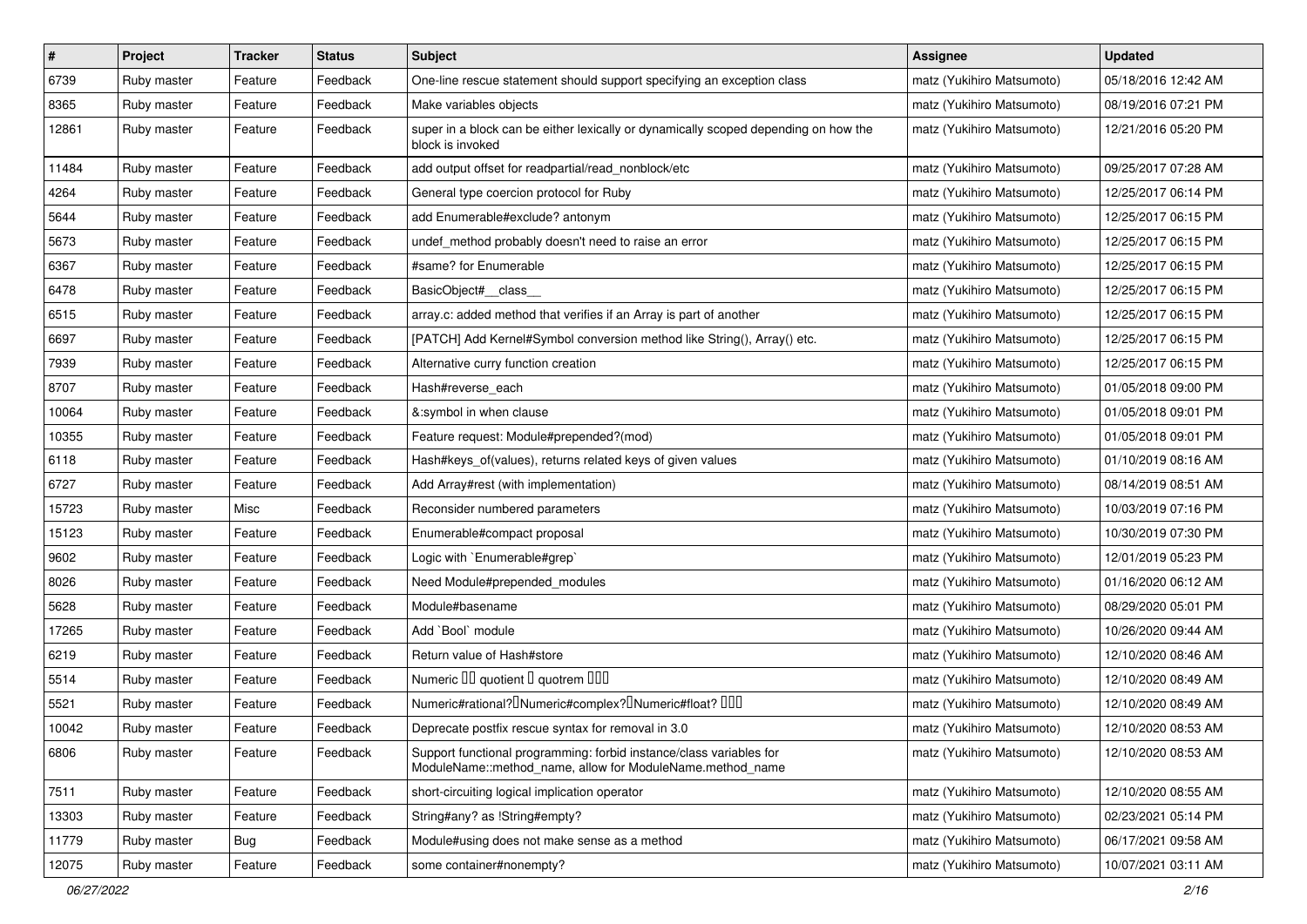| # | Project | Tracker | Status | Subject | Assignee | Updated |
|---|---|---|---|---|---|---|
| 6739 | Ruby master | Feature | Feedback | One-line rescue statement should support specifying an exception class | matz (Yukihiro Matsumoto) | 05/18/2016 12:42 AM |
| 8365 | Ruby master | Feature | Feedback | Make variables objects | matz (Yukihiro Matsumoto) | 08/19/2016 07:21 PM |
| 12861 | Ruby master | Feature | Feedback | super in a block can be either lexically or dynamically scoped depending on how the block is invoked | matz (Yukihiro Matsumoto) | 12/21/2016 05:20 PM |
| 11484 | Ruby master | Feature | Feedback | add output offset for readpartial/read_nonblock/etc | matz (Yukihiro Matsumoto) | 09/25/2017 07:28 AM |
| 4264 | Ruby master | Feature | Feedback | General type coercion protocol for Ruby | matz (Yukihiro Matsumoto) | 12/25/2017 06:14 PM |
| 5644 | Ruby master | Feature | Feedback | add Enumerable#exclude? antonym | matz (Yukihiro Matsumoto) | 12/25/2017 06:15 PM |
| 5673 | Ruby master | Feature | Feedback | undef_method probably doesn't need to raise an error | matz (Yukihiro Matsumoto) | 12/25/2017 06:15 PM |
| 6367 | Ruby master | Feature | Feedback | #same? for Enumerable | matz (Yukihiro Matsumoto) | 12/25/2017 06:15 PM |
| 6478 | Ruby master | Feature | Feedback | BasicObject#__class__ | matz (Yukihiro Matsumoto) | 12/25/2017 06:15 PM |
| 6515 | Ruby master | Feature | Feedback | array.c: added method that verifies if an Array is part of another | matz (Yukihiro Matsumoto) | 12/25/2017 06:15 PM |
| 6697 | Ruby master | Feature | Feedback | [PATCH] Add Kernel#Symbol conversion method like String(), Array() etc. | matz (Yukihiro Matsumoto) | 12/25/2017 06:15 PM |
| 7939 | Ruby master | Feature | Feedback | Alternative curry function creation | matz (Yukihiro Matsumoto) | 12/25/2017 06:15 PM |
| 8707 | Ruby master | Feature | Feedback | Hash#reverse_each | matz (Yukihiro Matsumoto) | 01/05/2018 09:00 PM |
| 10064 | Ruby master | Feature | Feedback | &:symbol in when clause | matz (Yukihiro Matsumoto) | 01/05/2018 09:01 PM |
| 10355 | Ruby master | Feature | Feedback | Feature request: Module#prepended?(mod) | matz (Yukihiro Matsumoto) | 01/05/2018 09:01 PM |
| 6118 | Ruby master | Feature | Feedback | Hash#keys_of(values), returns related keys of given values | matz (Yukihiro Matsumoto) | 01/10/2019 08:16 AM |
| 6727 | Ruby master | Feature | Feedback | Add Array#rest (with implementation) | matz (Yukihiro Matsumoto) | 08/14/2019 08:51 AM |
| 15723 | Ruby master | Misc | Feedback | Reconsider numbered parameters | matz (Yukihiro Matsumoto) | 10/03/2019 07:16 PM |
| 15123 | Ruby master | Feature | Feedback | Enumerable#compact proposal | matz (Yukihiro Matsumoto) | 10/30/2019 07:30 PM |
| 9602 | Ruby master | Feature | Feedback | Logic with `Enumerable#grep` | matz (Yukihiro Matsumoto) | 12/01/2019 05:23 PM |
| 8026 | Ruby master | Feature | Feedback | Need Module#prepended_modules | matz (Yukihiro Matsumoto) | 01/16/2020 06:12 AM |
| 5628 | Ruby master | Feature | Feedback | Module#basename | matz (Yukihiro Matsumoto) | 08/29/2020 05:01 PM |
| 17265 | Ruby master | Feature | Feedback | Add `Bool` module | matz (Yukihiro Matsumoto) | 10/26/2020 09:44 AM |
| 6219 | Ruby master | Feature | Feedback | Return value of Hash#store | matz (Yukihiro Matsumoto) | 12/10/2020 08:46 AM |
| 5514 | Ruby master | Feature | Feedback | Numeric �� quotient � quotrem ��� | matz (Yukihiro Matsumoto) | 12/10/2020 08:49 AM |
| 5521 | Ruby master | Feature | Feedback | Numeric#rational?�Numeric#complex?�Numeric#float? ��� | matz (Yukihiro Matsumoto) | 12/10/2020 08:49 AM |
| 10042 | Ruby master | Feature | Feedback | Deprecate postfix rescue syntax for removal in 3.0 | matz (Yukihiro Matsumoto) | 12/10/2020 08:53 AM |
| 6806 | Ruby master | Feature | Feedback | Support functional programming: forbid instance/class variables for ModuleName::method_name, allow for ModuleName.method_name | matz (Yukihiro Matsumoto) | 12/10/2020 08:53 AM |
| 7511 | Ruby master | Feature | Feedback | short-circuiting logical implication operator | matz (Yukihiro Matsumoto) | 12/10/2020 08:55 AM |
| 13303 | Ruby master | Feature | Feedback | String#any? as !String#empty? | matz (Yukihiro Matsumoto) | 02/23/2021 05:14 PM |
| 11779 | Ruby master | Bug | Feedback | Module#using does not make sense as a method | matz (Yukihiro Matsumoto) | 06/17/2021 09:58 AM |
| 12075 | Ruby master | Feature | Feedback | some container#nonempty? | matz (Yukihiro Matsumoto) | 10/07/2021 03:11 AM |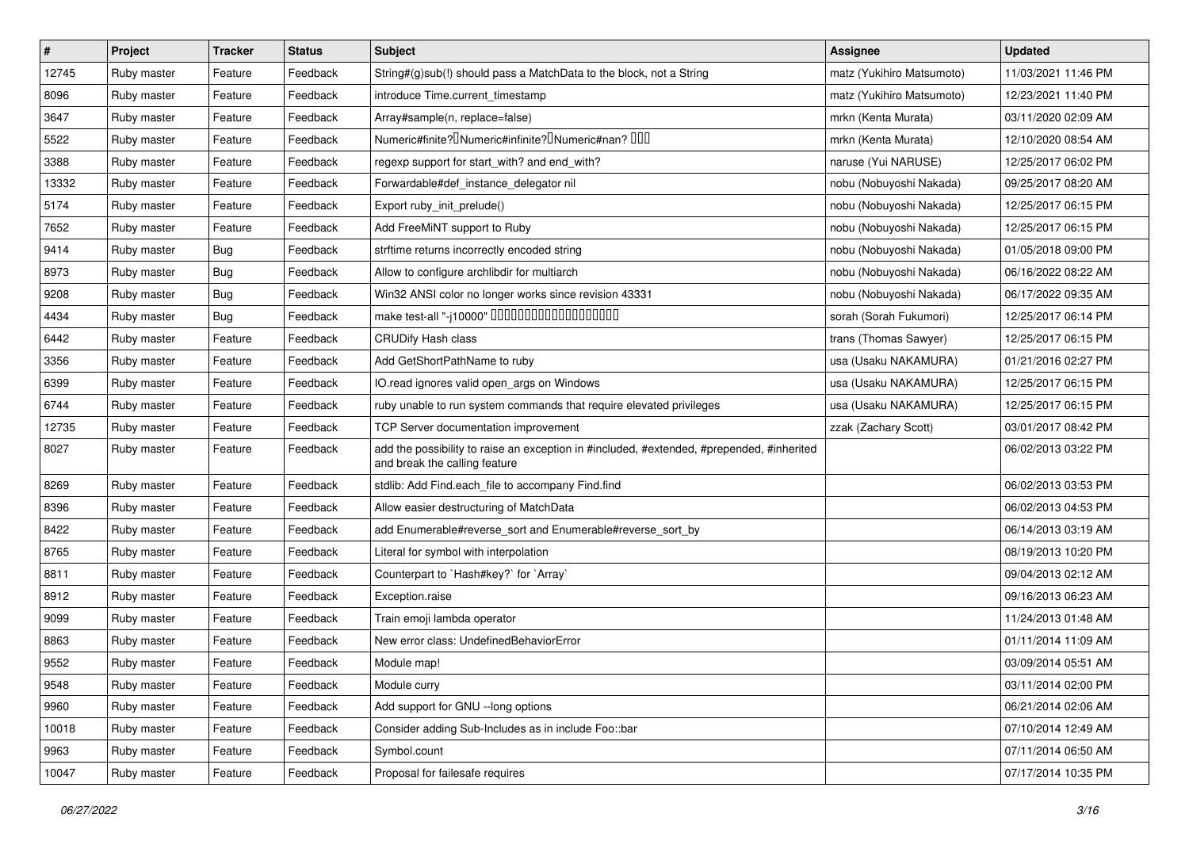| # | Project | Tracker | Status | Subject | Assignee | Updated |
|---|---|---|---|---|---|---|
| 12745 | Ruby master | Feature | Feedback | String#(g)sub(!) should pass a MatchData to the block, not a String | matz (Yukihiro Matsumoto) | 11/03/2021 11:46 PM |
| 8096 | Ruby master | Feature | Feedback | introduce Time.current_timestamp | matz (Yukihiro Matsumoto) | 12/23/2021 11:40 PM |
| 3647 | Ruby master | Feature | Feedback | Array#sample(n, replace=false) | mrkn (Kenta Murata) | 03/11/2020 02:09 AM |
| 5522 | Ruby master | Feature | Feedback | Numeric#finite?�Numeric#infinite?�Numeric#nan? ��� | mrkn (Kenta Murata) | 12/10/2020 08:54 AM |
| 3388 | Ruby master | Feature | Feedback | regexp support for start_with? and end_with? | naruse (Yui NARUSE) | 12/25/2017 06:02 PM |
| 13332 | Ruby master | Feature | Feedback | Forwardable#def_instance_delegator nil | nobu (Nobuyoshi Nakada) | 09/25/2017 08:20 AM |
| 5174 | Ruby master | Feature | Feedback | Export ruby_init_prelude() | nobu (Nobuyoshi Nakada) | 12/25/2017 06:15 PM |
| 7652 | Ruby master | Feature | Feedback | Add FreeMiNT support to Ruby | nobu (Nobuyoshi Nakada) | 12/25/2017 06:15 PM |
| 9414 | Ruby master | Bug | Feedback | strftime returns incorrectly encoded string | nobu (Nobuyoshi Nakada) | 01/05/2018 09:00 PM |
| 8973 | Ruby master | Bug | Feedback | Allow to configure archlibdir for multiarch | nobu (Nobuyoshi Nakada) | 06/16/2022 08:22 AM |
| 9208 | Ruby master | Bug | Feedback | Win32 ANSI color no longer works since revision 43331 | nobu (Nobuyoshi Nakada) | 06/17/2022 09:35 AM |
| 4434 | Ruby master | Bug | Feedback | make test-all "-j10000" ������������������� | sorah (Sorah Fukumori) | 12/25/2017 06:14 PM |
| 6442 | Ruby master | Feature | Feedback | CRUDify Hash class | trans (Thomas Sawyer) | 12/25/2017 06:15 PM |
| 3356 | Ruby master | Feature | Feedback | Add GetShortPathName to ruby | usa (Usaku NAKAMURA) | 01/21/2016 02:27 PM |
| 6399 | Ruby master | Feature | Feedback | IO.read ignores valid open_args on Windows | usa (Usaku NAKAMURA) | 12/25/2017 06:15 PM |
| 6744 | Ruby master | Feature | Feedback | ruby unable to run system commands that require elevated privileges | usa (Usaku NAKAMURA) | 12/25/2017 06:15 PM |
| 12735 | Ruby master | Feature | Feedback | TCP Server documentation improvement | zzak (Zachary Scott) | 03/01/2017 08:42 PM |
| 8027 | Ruby master | Feature | Feedback | add the possibility to raise an exception in #included, #extended, #prepended, #inherited and break the calling feature | | 06/02/2013 03:22 PM |
| 8269 | Ruby master | Feature | Feedback | stdlib: Add Find.each_file to accompany Find.find | | 06/02/2013 03:53 PM |
| 8396 | Ruby master | Feature | Feedback | Allow easier destructuring of MatchData | | 06/02/2013 04:53 PM |
| 8422 | Ruby master | Feature | Feedback | add Enumerable#reverse_sort and Enumerable#reverse_sort_by | | 06/14/2013 03:19 AM |
| 8765 | Ruby master | Feature | Feedback | Literal for symbol with interpolation | | 08/19/2013 10:20 PM |
| 8811 | Ruby master | Feature | Feedback | Counterpart to `Hash#key?` for `Array` | | 09/04/2013 02:12 AM |
| 8912 | Ruby master | Feature | Feedback | Exception.raise | | 09/16/2013 06:23 AM |
| 9099 | Ruby master | Feature | Feedback | Train emoji lambda operator | | 11/24/2013 01:48 AM |
| 8863 | Ruby master | Feature | Feedback | New error class: UndefinedBehaviorError | | 01/11/2014 11:09 AM |
| 9552 | Ruby master | Feature | Feedback | Module map! | | 03/09/2014 05:51 AM |
| 9548 | Ruby master | Feature | Feedback | Module curry | | 03/11/2014 02:00 PM |
| 9960 | Ruby master | Feature | Feedback | Add support for GNU --long options | | 06/21/2014 02:06 AM |
| 10018 | Ruby master | Feature | Feedback | Consider adding Sub-Includes as in include Foo::bar | | 07/10/2014 12:49 AM |
| 9963 | Ruby master | Feature | Feedback | Symbol.count | | 07/11/2014 06:50 AM |
| 10047 | Ruby master | Feature | Feedback | Proposal for failesafe requires | | 07/17/2014 10:35 PM |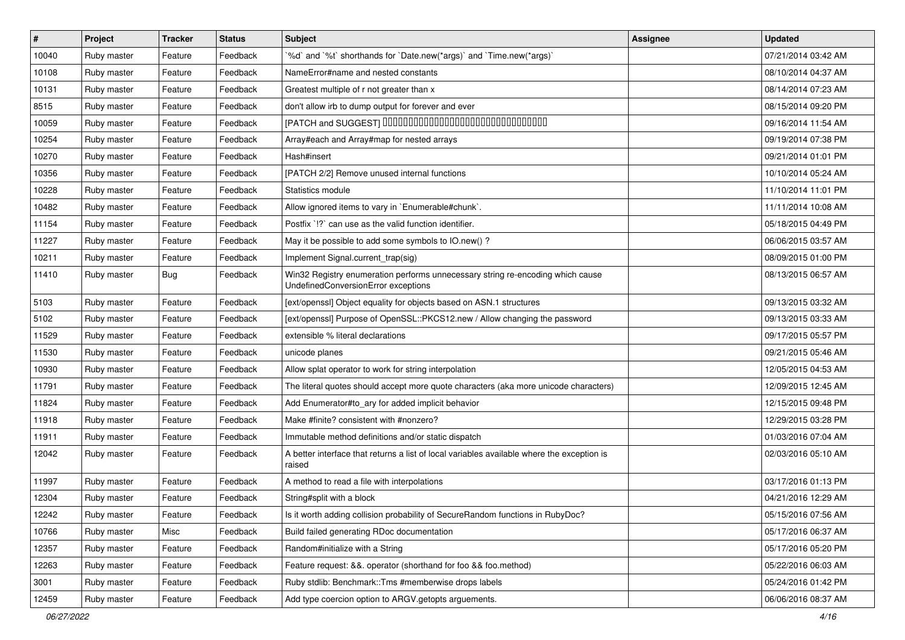| # | Project | Tracker | Status | Subject | Assignee | Updated |
| --- | --- | --- | --- | --- | --- | --- |
| 10040 | Ruby master | Feature | Feedback | `%d` and `%t` shorthands for `Date.new(*args)` and `Time.new(*args)` | | 07/21/2014 03:42 AM |
| 10108 | Ruby master | Feature | Feedback | NameError#name and nested constants | | 08/10/2014 04:37 AM |
| 10131 | Ruby master | Feature | Feedback | Greatest multiple of r not greater than x | | 08/14/2014 07:23 AM |
| 8515 | Ruby master | Feature | Feedback | don't allow irb to dump output for forever and ever | | 08/15/2014 09:20 PM |
| 10059 | Ruby master | Feature | Feedback | [PATCH and SUGGEST] □□□□□□□□□□□□□□□□□□□□□□□□□□□□□□□□□□□□ | | 09/16/2014 11:54 AM |
| 10254 | Ruby master | Feature | Feedback | Array#each and Array#map for nested arrays | | 09/19/2014 07:38 PM |
| 10270 | Ruby master | Feature | Feedback | Hash#insert | | 09/21/2014 01:01 PM |
| 10356 | Ruby master | Feature | Feedback | [PATCH 2/2] Remove unused internal functions | | 10/10/2014 05:24 AM |
| 10228 | Ruby master | Feature | Feedback | Statistics module | | 11/10/2014 11:01 PM |
| 10482 | Ruby master | Feature | Feedback | Allow ignored items to vary in `Enumerable#chunk`. | | 11/11/2014 10:08 AM |
| 11154 | Ruby master | Feature | Feedback | Postfix `!?` can use as the valid function identifier. | | 05/18/2015 04:49 PM |
| 11227 | Ruby master | Feature | Feedback | May it be possible to add some symbols to IO.new() ? | | 06/06/2015 03:57 AM |
| 10211 | Ruby master | Feature | Feedback | Implement Signal.current_trap(sig) | | 08/09/2015 01:00 PM |
| 11410 | Ruby master | Bug | Feedback | Win32 Registry enumeration performs unnecessary string re-encoding which cause UndefinedConversionError exceptions | | 08/13/2015 06:57 AM |
| 5103 | Ruby master | Feature | Feedback | [ext/openssl] Object equality for objects based on ASN.1 structures | | 09/13/2015 03:32 AM |
| 5102 | Ruby master | Feature | Feedback | [ext/openssl] Purpose of OpenSSL::PKCS12.new / Allow changing the password | | 09/13/2015 03:33 AM |
| 11529 | Ruby master | Feature | Feedback | extensible % literal declarations | | 09/17/2015 05:57 PM |
| 11530 | Ruby master | Feature | Feedback | unicode planes | | 09/21/2015 05:46 AM |
| 10930 | Ruby master | Feature | Feedback | Allow splat operator to work for string interpolation | | 12/05/2015 04:53 AM |
| 11791 | Ruby master | Feature | Feedback | The literal quotes should accept more quote characters (aka more unicode characters) | | 12/09/2015 12:45 AM |
| 11824 | Ruby master | Feature | Feedback | Add Enumerator#to_ary for added implicit behavior | | 12/15/2015 09:48 PM |
| 11918 | Ruby master | Feature | Feedback | Make #finite? consistent with #nonzero? | | 12/29/2015 03:28 PM |
| 11911 | Ruby master | Feature | Feedback | Immutable method definitions and/or static dispatch | | 01/03/2016 07:04 AM |
| 12042 | Ruby master | Feature | Feedback | A better interface that returns a list of local variables available where the exception is raised | | 02/03/2016 05:10 AM |
| 11997 | Ruby master | Feature | Feedback | A method to read a file with interpolations | | 03/17/2016 01:13 PM |
| 12304 | Ruby master | Feature | Feedback | String#split with a block | | 04/21/2016 12:29 AM |
| 12242 | Ruby master | Feature | Feedback | Is it worth adding collision probability of SecureRandom functions in RubyDoc? | | 05/15/2016 07:56 AM |
| 10766 | Ruby master | Misc | Feedback | Build failed generating RDoc documentation | | 05/17/2016 06:37 AM |
| 12357 | Ruby master | Feature | Feedback | Random#initialize with a String | | 05/17/2016 05:20 PM |
| 12263 | Ruby master | Feature | Feedback | Feature request: &&. operator (shorthand for foo && foo.method) | | 05/22/2016 06:03 AM |
| 3001 | Ruby master | Feature | Feedback | Ruby stdlib: Benchmark::Tms #memberwise drops labels | | 05/24/2016 01:42 PM |
| 12459 | Ruby master | Feature | Feedback | Add type coercion option to ARGV.getopts arguements. | | 06/06/2016 08:37 AM |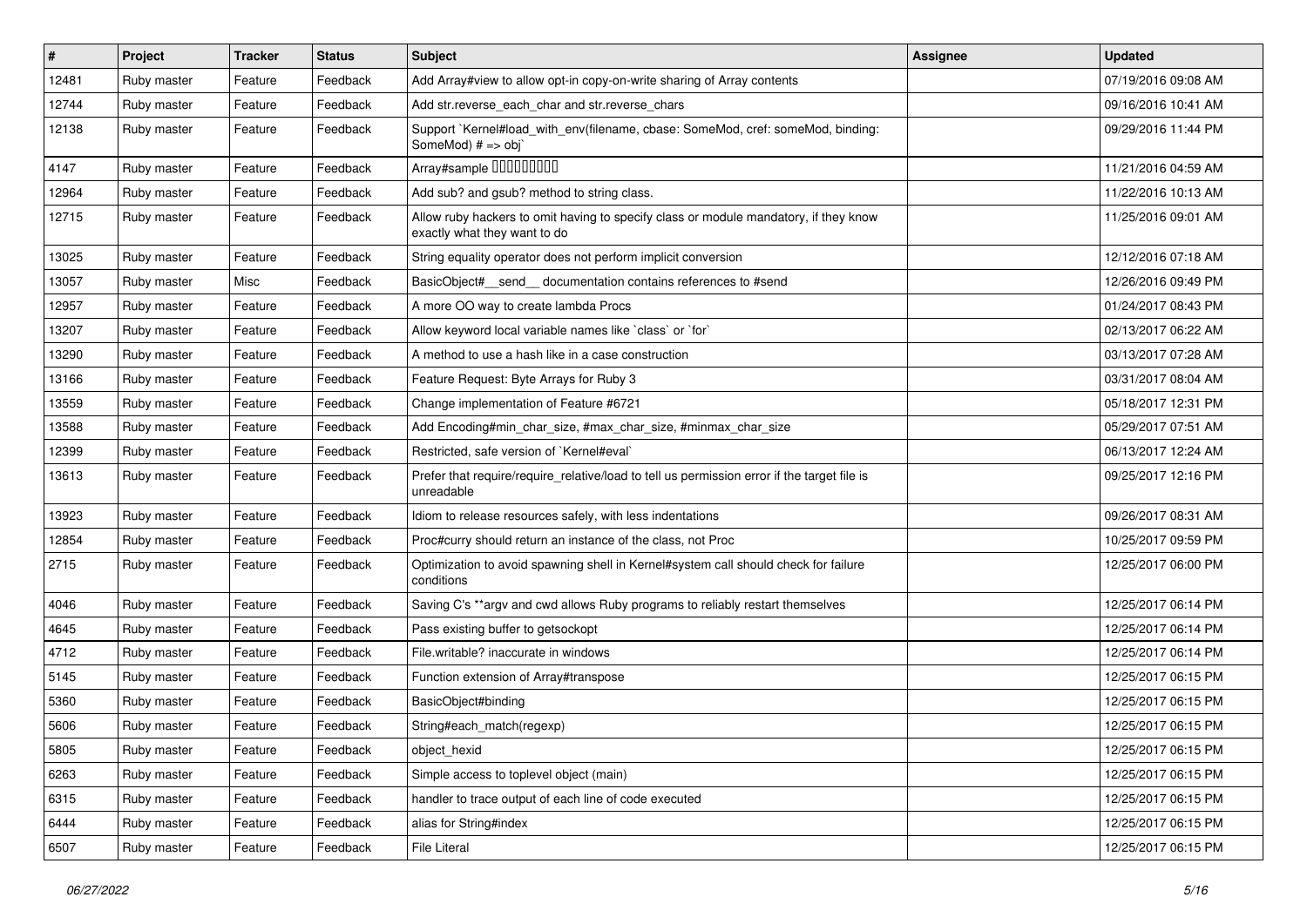| # | Project | Tracker | Status | Subject | Assignee | Updated |
|---|---|---|---|---|---|---|
| 12481 | Ruby master | Feature | Feedback | Add Array#view to allow opt-in copy-on-write sharing of Array contents | | 07/19/2016 09:08 AM |
| 12744 | Ruby master | Feature | Feedback | Add str.reverse_each_char and str.reverse_chars | | 09/16/2016 10:41 AM |
| 12138 | Ruby master | Feature | Feedback | Support `Kernel#load_with_env(filename, cbase: SomeMod, cref: someMod, binding: SomeMod) # => obj` | | 09/29/2016 11:44 PM |
| 4147 | Ruby master | Feature | Feedback | Array#sample ���������� | | 11/21/2016 04:59 AM |
| 12964 | Ruby master | Feature | Feedback | Add sub? and gsub? method to string class. | | 11/22/2016 10:13 AM |
| 12715 | Ruby master | Feature | Feedback | Allow ruby hackers to omit having to specify class or module mandatory, if they know exactly what they want to do | | 11/25/2016 09:01 AM |
| 13025 | Ruby master | Feature | Feedback | String equality operator does not perform implicit conversion | | 12/12/2016 07:18 AM |
| 13057 | Ruby master | Misc | Feedback | BasicObject#__send__ documentation contains references to #send | | 12/26/2016 09:49 PM |
| 12957 | Ruby master | Feature | Feedback | A more OO way to create lambda Procs | | 01/24/2017 08:43 PM |
| 13207 | Ruby master | Feature | Feedback | Allow keyword local variable names like `class` or `for` | | 02/13/2017 06:22 AM |
| 13290 | Ruby master | Feature | Feedback | A method to use a hash like in a case construction | | 03/13/2017 07:28 AM |
| 13166 | Ruby master | Feature | Feedback | Feature Request: Byte Arrays for Ruby 3 | | 03/31/2017 08:04 AM |
| 13559 | Ruby master | Feature | Feedback | Change implementation of Feature #6721 | | 05/18/2017 12:31 PM |
| 13588 | Ruby master | Feature | Feedback | Add Encoding#min_char_size, #max_char_size, #minmax_char_size | | 05/29/2017 07:51 AM |
| 12399 | Ruby master | Feature | Feedback | Restricted, safe version of `Kernel#eval` | | 06/13/2017 12:24 AM |
| 13613 | Ruby master | Feature | Feedback | Prefer that require/require_relative/load to tell us permission error if the target file is unreadable | | 09/25/2017 12:16 PM |
| 13923 | Ruby master | Feature | Feedback | Idiom to release resources safely, with less indentations | | 09/26/2017 08:31 AM |
| 12854 | Ruby master | Feature | Feedback | Proc#curry should return an instance of the class, not Proc | | 10/25/2017 09:59 PM |
| 2715 | Ruby master | Feature | Feedback | Optimization to avoid spawning shell in Kernel#system call should check for failure conditions | | 12/25/2017 06:00 PM |
| 4046 | Ruby master | Feature | Feedback | Saving C's **argv and cwd allows Ruby programs to reliably restart themselves | | 12/25/2017 06:14 PM |
| 4645 | Ruby master | Feature | Feedback | Pass existing buffer to getsockopt | | 12/25/2017 06:14 PM |
| 4712 | Ruby master | Feature | Feedback | File.writable? inaccurate in windows | | 12/25/2017 06:14 PM |
| 5145 | Ruby master | Feature | Feedback | Function extension of Array#transpose | | 12/25/2017 06:15 PM |
| 5360 | Ruby master | Feature | Feedback | BasicObject#binding | | 12/25/2017 06:15 PM |
| 5606 | Ruby master | Feature | Feedback | String#each_match(regexp) | | 12/25/2017 06:15 PM |
| 5805 | Ruby master | Feature | Feedback | object_hexid | | 12/25/2017 06:15 PM |
| 6263 | Ruby master | Feature | Feedback | Simple access to toplevel object (main) | | 12/25/2017 06:15 PM |
| 6315 | Ruby master | Feature | Feedback | handler to trace output of each line of code executed | | 12/25/2017 06:15 PM |
| 6444 | Ruby master | Feature | Feedback | alias for String#index | | 12/25/2017 06:15 PM |
| 6507 | Ruby master | Feature | Feedback | File Literal | | 12/25/2017 06:15 PM |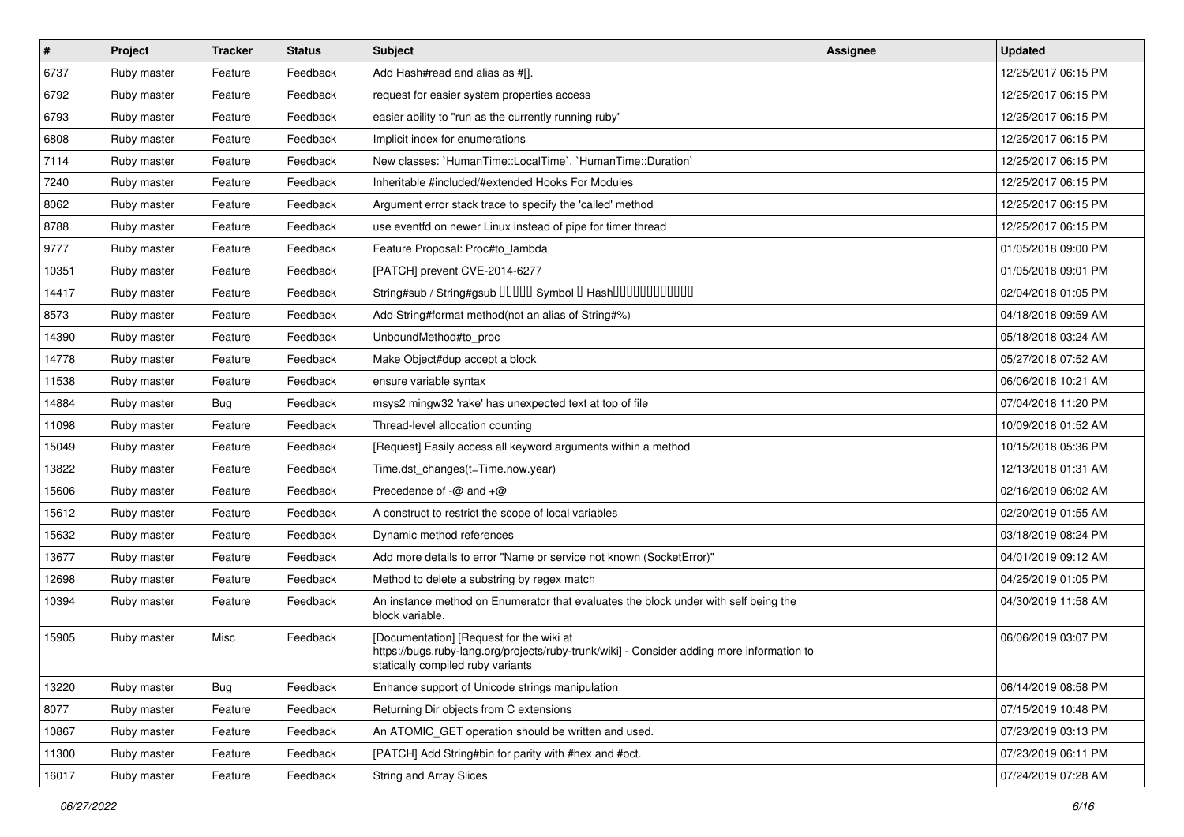| # | Project | Tracker | Status | Subject | Assignee | Updated |
|---|---|---|---|---|---|---|
| 6737 | Ruby master | Feature | Feedback | Add Hash#read and alias as #[]. | | 12/25/2017 06:15 PM |
| 6792 | Ruby master | Feature | Feedback | request for easier system properties access | | 12/25/2017 06:15 PM |
| 6793 | Ruby master | Feature | Feedback | easier ability to "run as the currently running ruby" | | 12/25/2017 06:15 PM |
| 6808 | Ruby master | Feature | Feedback | Implicit index for enumerations | | 12/25/2017 06:15 PM |
| 7114 | Ruby master | Feature | Feedback | New classes: `HumanTime::LocalTime`, `HumanTime::Duration` | | 12/25/2017 06:15 PM |
| 7240 | Ruby master | Feature | Feedback | Inheritable #included/#extended Hooks For Modules | | 12/25/2017 06:15 PM |
| 8062 | Ruby master | Feature | Feedback | Argument error stack trace to specify the 'called' method | | 12/25/2017 06:15 PM |
| 8788 | Ruby master | Feature | Feedback | use eventfd on newer Linux instead of pipe for timer thread | | 12/25/2017 06:15 PM |
| 9777 | Ruby master | Feature | Feedback | Feature Proposal: Proc#to_lambda | | 01/05/2018 09:00 PM |
| 10351 | Ruby master | Feature | Feedback | [PATCH] prevent CVE-2014-6277 | | 01/05/2018 09:01 PM |
| 14417 | Ruby master | Feature | Feedback | String#sub / String#gsub ����� Symbol � Hash������������ | | 02/04/2018 01:05 PM |
| 8573 | Ruby master | Feature | Feedback | Add String#format method(not an alias of String#%) | | 04/18/2018 09:59 AM |
| 14390 | Ruby master | Feature | Feedback | UnboundMethod#to_proc | | 05/18/2018 03:24 AM |
| 14778 | Ruby master | Feature | Feedback | Make Object#dup accept a block | | 05/27/2018 07:52 AM |
| 11538 | Ruby master | Feature | Feedback | ensure variable syntax | | 06/06/2018 10:21 AM |
| 14884 | Ruby master | Bug | Feedback | msys2 mingw32 'rake' has unexpected text at top of file | | 07/04/2018 11:20 PM |
| 11098 | Ruby master | Feature | Feedback | Thread-level allocation counting | | 10/09/2018 01:52 AM |
| 15049 | Ruby master | Feature | Feedback | [Request] Easily access all keyword arguments within a method | | 10/15/2018 05:36 PM |
| 13822 | Ruby master | Feature | Feedback | Time.dst_changes(t=Time.now.year) | | 12/13/2018 01:31 AM |
| 15606 | Ruby master | Feature | Feedback | Precedence of -@ and +@ | | 02/16/2019 06:02 AM |
| 15612 | Ruby master | Feature | Feedback | A construct to restrict the scope of local variables | | 02/20/2019 01:55 AM |
| 15632 | Ruby master | Feature | Feedback | Dynamic method references | | 03/18/2019 08:24 PM |
| 13677 | Ruby master | Feature | Feedback | Add more details to error "Name or service not known (SocketError)" | | 04/01/2019 09:12 AM |
| 12698 | Ruby master | Feature | Feedback | Method to delete a substring by regex match | | 04/25/2019 01:05 PM |
| 10394 | Ruby master | Feature | Feedback | An instance method on Enumerator that evaluates the block under with self being the block variable. | | 04/30/2019 11:58 AM |
| 15905 | Ruby master | Misc | Feedback | [Documentation] [Request for the wiki at https://bugs.ruby-lang.org/projects/ruby-trunk/wiki] - Consider adding more information to statically compiled ruby variants | | 06/06/2019 03:07 PM |
| 13220 | Ruby master | Bug | Feedback | Enhance support of Unicode strings manipulation | | 06/14/2019 08:58 PM |
| 8077 | Ruby master | Feature | Feedback | Returning Dir objects from C extensions | | 07/15/2019 10:48 PM |
| 10867 | Ruby master | Feature | Feedback | An ATOMIC_GET operation should be written and used. | | 07/23/2019 03:13 PM |
| 11300 | Ruby master | Feature | Feedback | [PATCH] Add String#bin for parity with #hex and #oct. | | 07/23/2019 06:11 PM |
| 16017 | Ruby master | Feature | Feedback | String and Array Slices | | 07/24/2019 07:28 AM |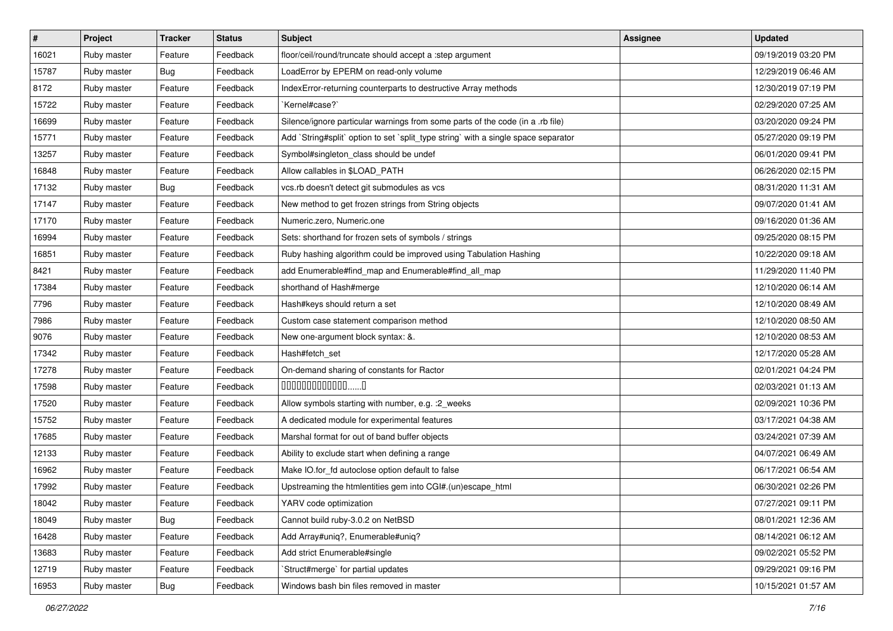| # | Project | Tracker | Status | Subject | Assignee | Updated |
| --- | --- | --- | --- | --- | --- | --- |
| 16021 | Ruby master | Feature | Feedback | floor/ceil/round/truncate should accept a :step argument | | 09/19/2019 03:20 PM |
| 15787 | Ruby master | Bug | Feedback | LoadError by EPERM on read-only volume | | 12/29/2019 06:46 AM |
| 8172 | Ruby master | Feature | Feedback | IndexError-returning counterparts to destructive Array methods | | 12/30/2019 07:19 PM |
| 15722 | Ruby master | Feature | Feedback | `Kernel#case?` | | 02/29/2020 07:25 AM |
| 16699 | Ruby master | Feature | Feedback | Silence/ignore particular warnings from some parts of the code (in a .rb file) | | 03/20/2020 09:24 PM |
| 15771 | Ruby master | Feature | Feedback | Add `String#split` option to set `split_type string` with a single space separator | | 05/27/2020 09:19 PM |
| 13257 | Ruby master | Feature | Feedback | Symbol#singleton_class should be undef | | 06/01/2020 09:41 PM |
| 16848 | Ruby master | Feature | Feedback | Allow callables in $LOAD_PATH | | 06/26/2020 02:15 PM |
| 17132 | Ruby master | Bug | Feedback | vcs.rb doesn't detect git submodules as vcs | | 08/31/2020 11:31 AM |
| 17147 | Ruby master | Feature | Feedback | New method to get frozen strings from String objects | | 09/07/2020 01:41 AM |
| 17170 | Ruby master | Feature | Feedback | Numeric.zero, Numeric.one | | 09/16/2020 01:36 AM |
| 16994 | Ruby master | Feature | Feedback | Sets: shorthand for frozen sets of symbols / strings | | 09/25/2020 08:15 PM |
| 16851 | Ruby master | Feature | Feedback | Ruby hashing algorithm could be improved using Tabulation Hashing | | 10/22/2020 09:18 AM |
| 8421 | Ruby master | Feature | Feedback | add Enumerable#find_map and Enumerable#find_all_map | | 11/29/2020 11:40 PM |
| 17384 | Ruby master | Feature | Feedback | shorthand of Hash#merge | | 12/10/2020 06:14 AM |
| 7796 | Ruby master | Feature | Feedback | Hash#keys should return a set | | 12/10/2020 08:49 AM |
| 7986 | Ruby master | Feature | Feedback | Custom case statement comparison method | | 12/10/2020 08:50 AM |
| 9076 | Ruby master | Feature | Feedback | New one-argument block syntax: &. | | 12/10/2020 08:53 AM |
| 17342 | Ruby master | Feature | Feedback | Hash#fetch_set | | 12/17/2020 05:28 AM |
| 17278 | Ruby master | Feature | Feedback | On-demand sharing of constants for Ractor | | 02/01/2021 04:24 PM |
| 17598 | Ruby master | Feature | Feedback | �������������......� | | 02/03/2021 01:13 AM |
| 17520 | Ruby master | Feature | Feedback | Allow symbols starting with number, e.g. :2_weeks | | 02/09/2021 10:36 PM |
| 15752 | Ruby master | Feature | Feedback | A dedicated module for experimental features | | 03/17/2021 04:38 AM |
| 17685 | Ruby master | Feature | Feedback | Marshal format for out of band buffer objects | | 03/24/2021 07:39 AM |
| 12133 | Ruby master | Feature | Feedback | Ability to exclude start when defining a range | | 04/07/2021 06:49 AM |
| 16962 | Ruby master | Feature | Feedback | Make IO.for_fd autoclose option default to false | | 06/17/2021 06:54 AM |
| 17992 | Ruby master | Feature | Feedback | Upstreaming the htmlentities gem into CGI#.(un)escape_html | | 06/30/2021 02:26 PM |
| 18042 | Ruby master | Feature | Feedback | YARV code optimization | | 07/27/2021 09:11 PM |
| 18049 | Ruby master | Bug | Feedback | Cannot build ruby-3.0.2 on NetBSD | | 08/01/2021 12:36 AM |
| 16428 | Ruby master | Feature | Feedback | Add Array#uniq?, Enumerable#uniq? | | 08/14/2021 06:12 AM |
| 13683 | Ruby master | Feature | Feedback | Add strict Enumerable#single | | 09/02/2021 05:52 PM |
| 12719 | Ruby master | Feature | Feedback | `Struct#merge` for partial updates | | 09/29/2021 09:16 PM |
| 16953 | Ruby master | Bug | Feedback | Windows bash bin files removed in master | | 10/15/2021 01:57 AM |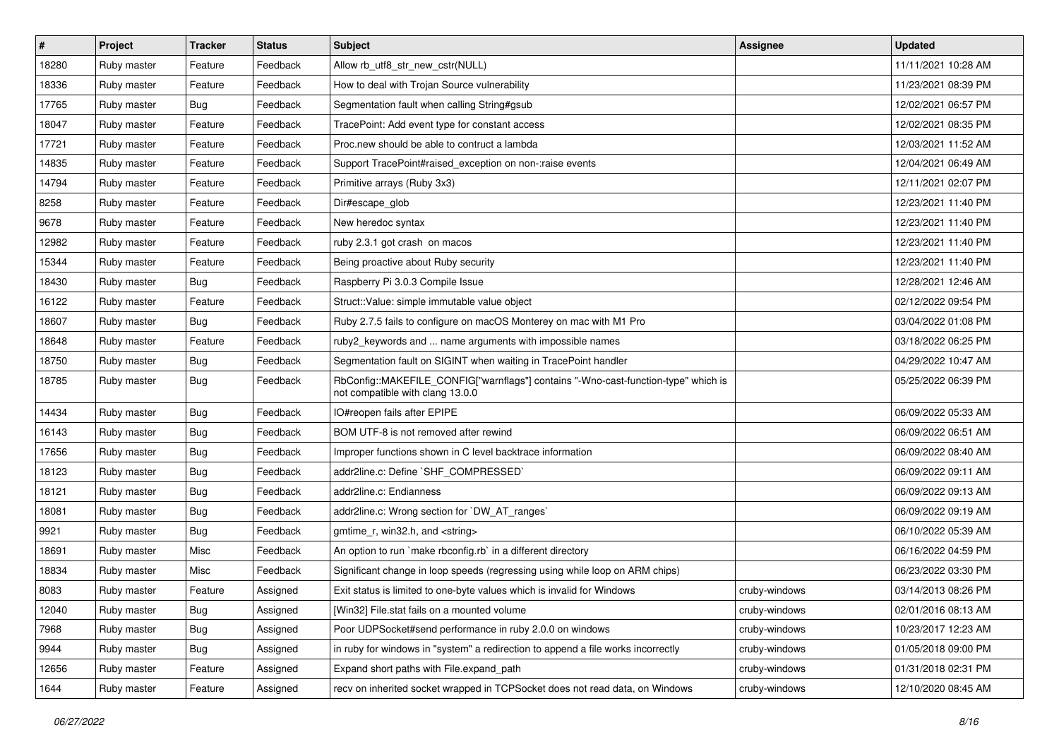| # | Project | Tracker | Status | Subject | Assignee | Updated |
| --- | --- | --- | --- | --- | --- | --- |
| 18280 | Ruby master | Feature | Feedback | Allow rb_utf8_str_new_cstr(NULL) | | 11/11/2021 10:28 AM |
| 18336 | Ruby master | Feature | Feedback | How to deal with Trojan Source vulnerability | | 11/23/2021 08:39 PM |
| 17765 | Ruby master | Bug | Feedback | Segmentation fault when calling String#gsub | | 12/02/2021 06:57 PM |
| 18047 | Ruby master | Feature | Feedback | TracePoint: Add event type for constant access | | 12/02/2021 08:35 PM |
| 17721 | Ruby master | Feature | Feedback | Proc.new should be able to contruct a lambda | | 12/03/2021 11:52 AM |
| 14835 | Ruby master | Feature | Feedback | Support TracePoint#raised_exception on non-:raise events | | 12/04/2021 06:49 AM |
| 14794 | Ruby master | Feature | Feedback | Primitive arrays (Ruby 3x3) | | 12/11/2021 02:07 PM |
| 8258 | Ruby master | Feature | Feedback | Dir#escape_glob | | 12/23/2021 11:40 PM |
| 9678 | Ruby master | Feature | Feedback | New heredoc syntax | | 12/23/2021 11:40 PM |
| 12982 | Ruby master | Feature | Feedback | ruby 2.3.1 got crash on macos | | 12/23/2021 11:40 PM |
| 15344 | Ruby master | Feature | Feedback | Being proactive about Ruby security | | 12/23/2021 11:40 PM |
| 18430 | Ruby master | Bug | Feedback | Raspberry Pi 3.0.3 Compile Issue | | 12/28/2021 12:46 AM |
| 16122 | Ruby master | Feature | Feedback | Struct::Value: simple immutable value object | | 02/12/2022 09:54 PM |
| 18607 | Ruby master | Bug | Feedback | Ruby 2.7.5 fails to configure on macOS Monterey on mac with M1 Pro | | 03/04/2022 01:08 PM |
| 18648 | Ruby master | Feature | Feedback | ruby2_keywords and ... name arguments with impossible names | | 03/18/2022 06:25 PM |
| 18750 | Ruby master | Bug | Feedback | Segmentation fault on SIGINT when waiting in TracePoint handler | | 04/29/2022 10:47 AM |
| 18785 | Ruby master | Bug | Feedback | RbConfig::MAKEFILE_CONFIG["warnflags"] contains "-Wno-cast-function-type" which is not compatible with clang 13.0.0 | | 05/25/2022 06:39 PM |
| 14434 | Ruby master | Bug | Feedback | IO#reopen fails after EPIPE | | 06/09/2022 05:33 AM |
| 16143 | Ruby master | Bug | Feedback | BOM UTF-8 is not removed after rewind | | 06/09/2022 06:51 AM |
| 17656 | Ruby master | Bug | Feedback | Improper functions shown in C level backtrace information | | 06/09/2022 08:40 AM |
| 18123 | Ruby master | Bug | Feedback | addr2line.c: Define `SHF_COMPRESSED` | | 06/09/2022 09:11 AM |
| 18121 | Ruby master | Bug | Feedback | addr2line.c: Endianness | | 06/09/2022 09:13 AM |
| 18081 | Ruby master | Bug | Feedback | addr2line.c: Wrong section for `DW_AT_ranges` | | 06/09/2022 09:19 AM |
| 9921 | Ruby master | Bug | Feedback | gmtime_r, win32.h, and <string> | | 06/10/2022 05:39 AM |
| 18691 | Ruby master | Misc | Feedback | An option to run `make rbconfig.rb` in a different directory | | 06/16/2022 04:59 PM |
| 18834 | Ruby master | Misc | Feedback | Significant change in loop speeds (regressing using while loop on ARM chips) | | 06/23/2022 03:30 PM |
| 8083 | Ruby master | Feature | Assigned | Exit status is limited to one-byte values which is invalid for Windows | cruby-windows | 03/14/2013 08:26 PM |
| 12040 | Ruby master | Bug | Assigned | [Win32] File.stat fails on a mounted volume | cruby-windows | 02/01/2016 08:13 AM |
| 7968 | Ruby master | Bug | Assigned | Poor UDPSocket#send performance in ruby 2.0.0 on windows | cruby-windows | 10/23/2017 12:23 AM |
| 9944 | Ruby master | Bug | Assigned | in ruby for windows in "system" a redirection to append a file works incorrectly | cruby-windows | 01/05/2018 09:00 PM |
| 12656 | Ruby master | Feature | Assigned | Expand short paths with File.expand_path | cruby-windows | 01/31/2018 02:31 PM |
| 1644 | Ruby master | Feature | Assigned | recv on inherited socket wrapped in TCPSocket does not read data, on Windows | cruby-windows | 12/10/2020 08:45 AM |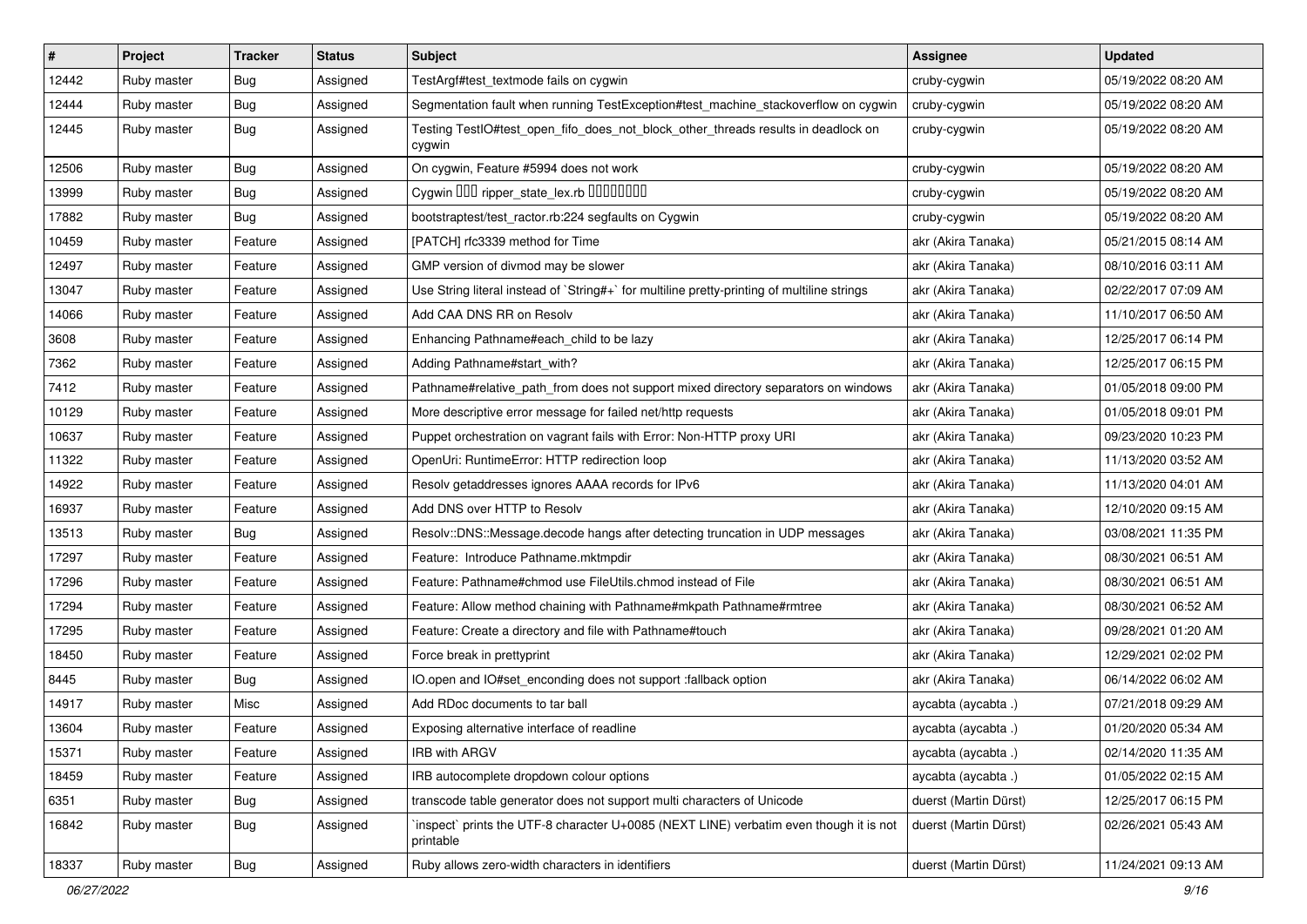| # | Project | Tracker | Status | Subject | Assignee | Updated |
|---|---|---|---|---|---|---|
| 12442 | Ruby master | Bug | Assigned | TestArgf#test_textmode fails on cygwin | cruby-cygwin | 05/19/2022 08:20 AM |
| 12444 | Ruby master | Bug | Assigned | Segmentation fault when running TestException#test_machine_stackoverflow on cygwin | cruby-cygwin | 05/19/2022 08:20 AM |
| 12445 | Ruby master | Bug | Assigned | Testing TestIO#test_open_fifo_does_not_block_other_threads results in deadlock on cygwin | cruby-cygwin | 05/19/2022 08:20 AM |
| 12506 | Ruby master | Bug | Assigned | On cygwin, Feature #5994 does not work | cruby-cygwin | 05/19/2022 08:20 AM |
| 13999 | Ruby master | Bug | Assigned | Cygwin ��� ripper_state_lex.rb �������� | cruby-cygwin | 05/19/2022 08:20 AM |
| 17882 | Ruby master | Bug | Assigned | bootstraptest/test_ractor.rb:224 segfaults on Cygwin | cruby-cygwin | 05/19/2022 08:20 AM |
| 10459 | Ruby master | Feature | Assigned | [PATCH] rfc3339 method for Time | akr (Akira Tanaka) | 05/21/2015 08:14 AM |
| 12497 | Ruby master | Feature | Assigned | GMP version of divmod may be slower | akr (Akira Tanaka) | 08/10/2016 03:11 AM |
| 13047 | Ruby master | Feature | Assigned | Use String literal instead of `String#+` for multiline pretty-printing of multiline strings | akr (Akira Tanaka) | 02/22/2017 07:09 AM |
| 14066 | Ruby master | Feature | Assigned | Add CAA DNS RR on Resolv | akr (Akira Tanaka) | 11/10/2017 06:50 AM |
| 3608 | Ruby master | Feature | Assigned | Enhancing Pathname#each_child to be lazy | akr (Akira Tanaka) | 12/25/2017 06:14 PM |
| 7362 | Ruby master | Feature | Assigned | Adding Pathname#start_with? | akr (Akira Tanaka) | 12/25/2017 06:15 PM |
| 7412 | Ruby master | Feature | Assigned | Pathname#relative_path_from does not support mixed directory separators on windows | akr (Akira Tanaka) | 01/05/2018 09:00 PM |
| 10129 | Ruby master | Feature | Assigned | More descriptive error message for failed net/http requests | akr (Akira Tanaka) | 01/05/2018 09:01 PM |
| 10637 | Ruby master | Feature | Assigned | Puppet orchestration on vagrant fails with Error: Non-HTTP proxy URI | akr (Akira Tanaka) | 09/23/2020 10:23 PM |
| 11322 | Ruby master | Feature | Assigned | OpenUri: RuntimeError: HTTP redirection loop | akr (Akira Tanaka) | 11/13/2020 03:52 AM |
| 14922 | Ruby master | Feature | Assigned | Resolv getaddresses ignores AAAA records for IPv6 | akr (Akira Tanaka) | 11/13/2020 04:01 AM |
| 16937 | Ruby master | Feature | Assigned | Add DNS over HTTP to Resolv | akr (Akira Tanaka) | 12/10/2020 09:15 AM |
| 13513 | Ruby master | Bug | Assigned | Resolv::DNS::Message.decode hangs after detecting truncation in UDP messages | akr (Akira Tanaka) | 03/08/2021 11:35 PM |
| 17297 | Ruby master | Feature | Assigned | Feature: Introduce Pathname.mktmpdir | akr (Akira Tanaka) | 08/30/2021 06:51 AM |
| 17296 | Ruby master | Feature | Assigned | Feature: Pathname#chmod use FileUtils.chmod instead of File | akr (Akira Tanaka) | 08/30/2021 06:51 AM |
| 17294 | Ruby master | Feature | Assigned | Feature: Allow method chaining with Pathname#mkpath Pathname#rmtree | akr (Akira Tanaka) | 08/30/2021 06:52 AM |
| 17295 | Ruby master | Feature | Assigned | Feature: Create a directory and file with Pathname#touch | akr (Akira Tanaka) | 09/28/2021 01:20 AM |
| 18450 | Ruby master | Feature | Assigned | Force break in prettyprint | akr (Akira Tanaka) | 12/29/2021 02:02 PM |
| 8445 | Ruby master | Bug | Assigned | IO.open and IO#set_enconding does not support :fallback option | akr (Akira Tanaka) | 06/14/2022 06:02 AM |
| 14917 | Ruby master | Misc | Assigned | Add RDoc documents to tar ball | aycabta (aycabta .) | 07/21/2018 09:29 AM |
| 13604 | Ruby master | Feature | Assigned | Exposing alternative interface of readline | aycabta (aycabta .) | 01/20/2020 05:34 AM |
| 15371 | Ruby master | Feature | Assigned | IRB with ARGV | aycabta (aycabta .) | 02/14/2020 11:35 AM |
| 18459 | Ruby master | Feature | Assigned | IRB autocomplete dropdown colour options | aycabta (aycabta .) | 01/05/2022 02:15 AM |
| 6351 | Ruby master | Bug | Assigned | transcode table generator does not support multi characters of Unicode | duerst (Martin Dürst) | 12/25/2017 06:15 PM |
| 16842 | Ruby master | Bug | Assigned | `inspect` prints the UTF-8 character U+0085 (NEXT LINE) verbatim even though it is not printable | duerst (Martin Dürst) | 02/26/2021 05:43 AM |
| 18337 | Ruby master | Bug | Assigned | Ruby allows zero-width characters in identifiers | duerst (Martin Dürst) | 11/24/2021 09:13 AM |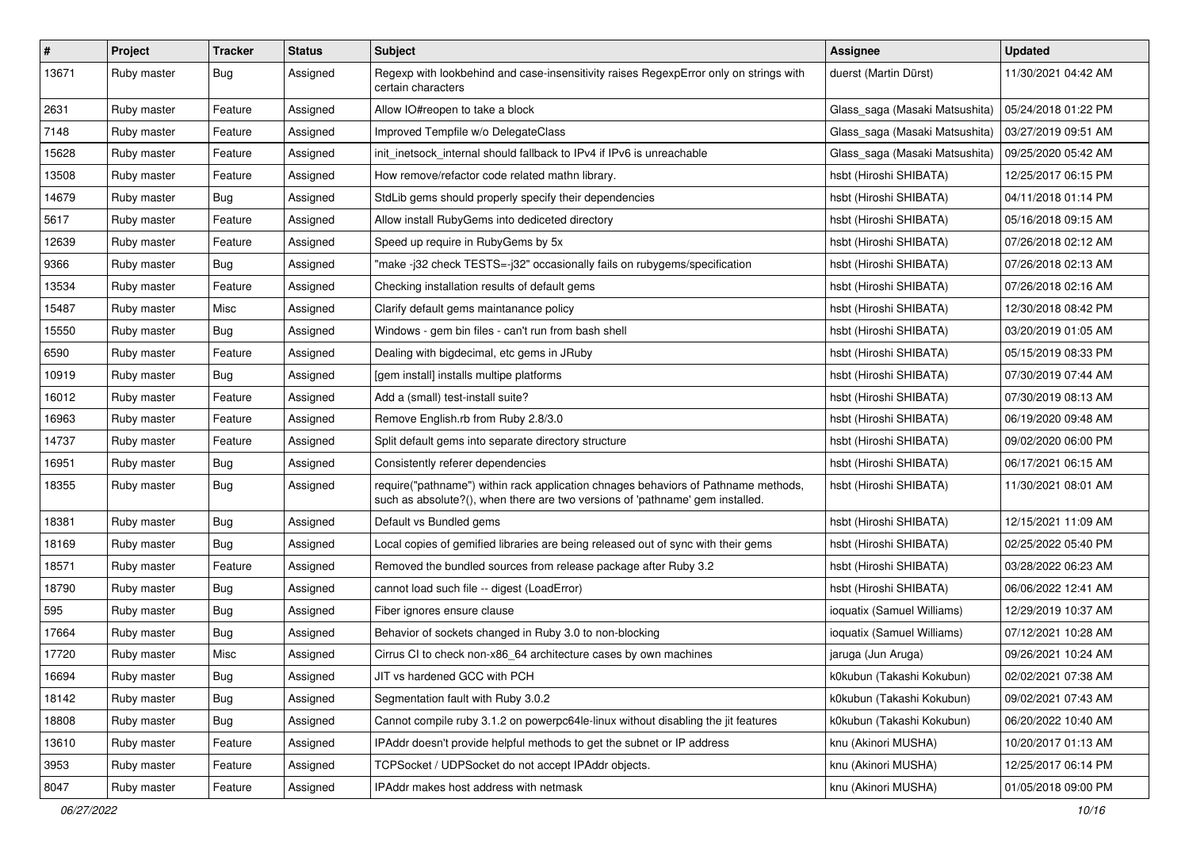| # | Project | Tracker | Status | Subject | Assignee | Updated |
|---|---|---|---|---|---|---|
| 13671 | Ruby master | Bug | Assigned | Regexp with lookbehind and case-insensitivity raises RegexpError only on strings with certain characters | duerst (Martin Dürst) | 11/30/2021 04:42 AM |
| 2631 | Ruby master | Feature | Assigned | Allow IO#reopen to take a block | Glass_saga (Masaki Matsushita) | 05/24/2018 01:22 PM |
| 7148 | Ruby master | Feature | Assigned | Improved Tempfile w/o DelegateClass | Glass_saga (Masaki Matsushita) | 03/27/2019 09:51 AM |
| 15628 | Ruby master | Feature | Assigned | init_inetsock_internal should fallback to IPv4 if IPv6 is unreachable | Glass_saga (Masaki Matsushita) | 09/25/2020 05:42 AM |
| 13508 | Ruby master | Feature | Assigned | How remove/refactor code related mathn library. | hsbt (Hiroshi SHIBATA) | 12/25/2017 06:15 PM |
| 14679 | Ruby master | Bug | Assigned | StdLib gems should properly specify their dependencies | hsbt (Hiroshi SHIBATA) | 04/11/2018 01:14 PM |
| 5617 | Ruby master | Feature | Assigned | Allow install RubyGems into dediceted directory | hsbt (Hiroshi SHIBATA) | 05/16/2018 09:15 AM |
| 12639 | Ruby master | Feature | Assigned | Speed up require in RubyGems by 5x | hsbt (Hiroshi SHIBATA) | 07/26/2018 02:12 AM |
| 9366 | Ruby master | Bug | Assigned | "make -j32 check TESTS=-j32" occasionally fails on rubygems/specification | hsbt (Hiroshi SHIBATA) | 07/26/2018 02:13 AM |
| 13534 | Ruby master | Feature | Assigned | Checking installation results of default gems | hsbt (Hiroshi SHIBATA) | 07/26/2018 02:16 AM |
| 15487 | Ruby master | Misc | Assigned | Clarify default gems maintanance policy | hsbt (Hiroshi SHIBATA) | 12/30/2018 08:42 PM |
| 15550 | Ruby master | Bug | Assigned | Windows - gem bin files - can't run from bash shell | hsbt (Hiroshi SHIBATA) | 03/20/2019 01:05 AM |
| 6590 | Ruby master | Feature | Assigned | Dealing with bigdecimal, etc gems in JRuby | hsbt (Hiroshi SHIBATA) | 05/15/2019 08:33 PM |
| 10919 | Ruby master | Bug | Assigned | [gem install] installs multipe platforms | hsbt (Hiroshi SHIBATA) | 07/30/2019 07:44 AM |
| 16012 | Ruby master | Feature | Assigned | Add a (small) test-install suite? | hsbt (Hiroshi SHIBATA) | 07/30/2019 08:13 AM |
| 16963 | Ruby master | Feature | Assigned | Remove English.rb from Ruby 2.8/3.0 | hsbt (Hiroshi SHIBATA) | 06/19/2020 09:48 AM |
| 14737 | Ruby master | Feature | Assigned | Split default gems into separate directory structure | hsbt (Hiroshi SHIBATA) | 09/02/2020 06:00 PM |
| 16951 | Ruby master | Bug | Assigned | Consistently referer dependencies | hsbt (Hiroshi SHIBATA) | 06/17/2021 06:15 AM |
| 18355 | Ruby master | Bug | Assigned | require("pathname") within rack application chnages behaviors of Pathname methods, such as absolute?(), when there are two versions of 'pathname' gem installed. | hsbt (Hiroshi SHIBATA) | 11/30/2021 08:01 AM |
| 18381 | Ruby master | Bug | Assigned | Default vs Bundled gems | hsbt (Hiroshi SHIBATA) | 12/15/2021 11:09 AM |
| 18169 | Ruby master | Bug | Assigned | Local copies of gemified libraries are being released out of sync with their gems | hsbt (Hiroshi SHIBATA) | 02/25/2022 05:40 PM |
| 18571 | Ruby master | Feature | Assigned | Removed the bundled sources from release package after Ruby 3.2 | hsbt (Hiroshi SHIBATA) | 03/28/2022 06:23 AM |
| 18790 | Ruby master | Bug | Assigned | cannot load such file -- digest (LoadError) | hsbt (Hiroshi SHIBATA) | 06/06/2022 12:41 AM |
| 595 | Ruby master | Bug | Assigned | Fiber ignores ensure clause | ioquatix (Samuel Williams) | 12/29/2019 10:37 AM |
| 17664 | Ruby master | Bug | Assigned | Behavior of sockets changed in Ruby 3.0 to non-blocking | ioquatix (Samuel Williams) | 07/12/2021 10:28 AM |
| 17720 | Ruby master | Misc | Assigned | Cirrus CI to check non-x86_64 architecture cases by own machines | jaruga (Jun Aruga) | 09/26/2021 10:24 AM |
| 16694 | Ruby master | Bug | Assigned | JIT vs hardened GCC with PCH | k0kubun (Takashi Kokubun) | 02/02/2021 07:38 AM |
| 18142 | Ruby master | Bug | Assigned | Segmentation fault with Ruby 3.0.2 | k0kubun (Takashi Kokubun) | 09/02/2021 07:43 AM |
| 18808 | Ruby master | Bug | Assigned | Cannot compile ruby 3.1.2 on powerpc64le-linux without disabling the jit features | k0kubun (Takashi Kokubun) | 06/20/2022 10:40 AM |
| 13610 | Ruby master | Feature | Assigned | IPAddr doesn't provide helpful methods to get the subnet or IP address | knu (Akinori MUSHA) | 10/20/2017 01:13 AM |
| 3953 | Ruby master | Feature | Assigned | TCPSocket / UDPSocket do not accept IPAddr objects. | knu (Akinori MUSHA) | 12/25/2017 06:14 PM |
| 8047 | Ruby master | Feature | Assigned | IPAddr makes host address with netmask | knu (Akinori MUSHA) | 01/05/2018 09:00 PM |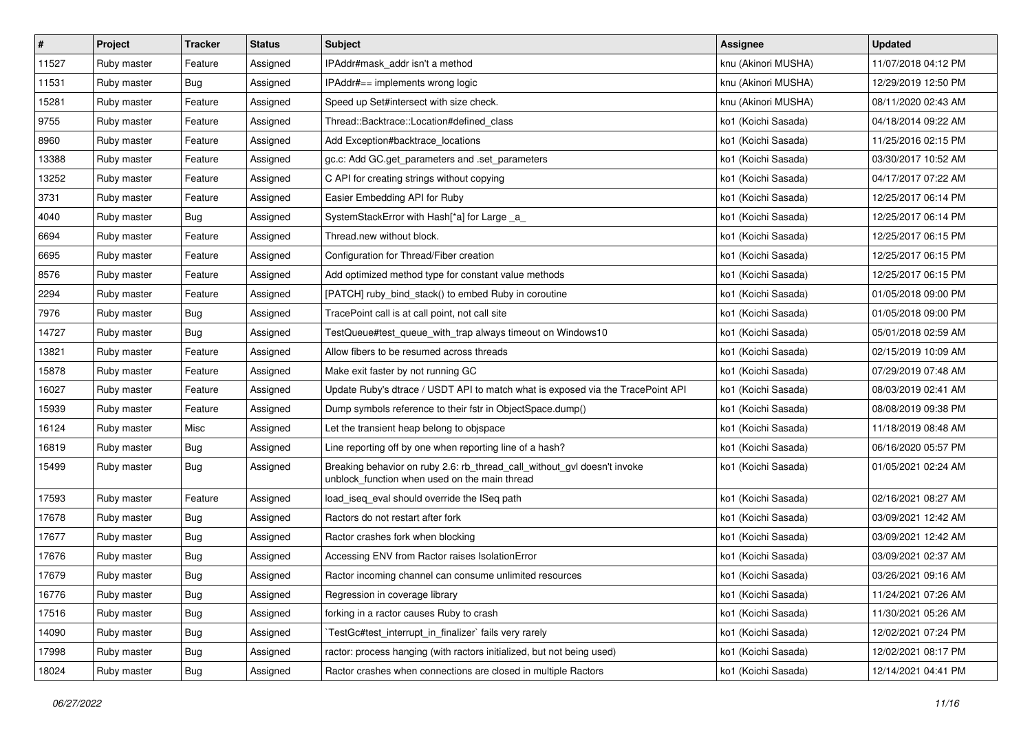| # | Project | Tracker | Status | Subject | Assignee | Updated |
|---|---|---|---|---|---|---|
| 11527 | Ruby master | Feature | Assigned | IPAddr#mask_addr isn't a method | knu (Akinori MUSHA) | 11/07/2018 04:12 PM |
| 11531 | Ruby master | Bug | Assigned | IPAddr#== implements wrong logic | knu (Akinori MUSHA) | 12/29/2019 12:50 PM |
| 15281 | Ruby master | Feature | Assigned | Speed up Set#intersect with size check. | knu (Akinori MUSHA) | 08/11/2020 02:43 AM |
| 9755 | Ruby master | Feature | Assigned | Thread::Backtrace::Location#defined_class | ko1 (Koichi Sasada) | 04/18/2014 09:22 AM |
| 8960 | Ruby master | Feature | Assigned | Add Exception#backtrace_locations | ko1 (Koichi Sasada) | 11/25/2016 02:15 PM |
| 13388 | Ruby master | Feature | Assigned | gc.c: Add GC.get_parameters and .set_parameters | ko1 (Koichi Sasada) | 03/30/2017 10:52 AM |
| 13252 | Ruby master | Feature | Assigned | C API for creating strings without copying | ko1 (Koichi Sasada) | 04/17/2017 07:22 AM |
| 3731 | Ruby master | Feature | Assigned | Easier Embedding API for Ruby | ko1 (Koichi Sasada) | 12/25/2017 06:14 PM |
| 4040 | Ruby master | Bug | Assigned | SystemStackError with Hash[*a] for Large _a_ | ko1 (Koichi Sasada) | 12/25/2017 06:14 PM |
| 6694 | Ruby master | Feature | Assigned | Thread.new without block. | ko1 (Koichi Sasada) | 12/25/2017 06:15 PM |
| 6695 | Ruby master | Feature | Assigned | Configuration for Thread/Fiber creation | ko1 (Koichi Sasada) | 12/25/2017 06:15 PM |
| 8576 | Ruby master | Feature | Assigned | Add optimized method type for constant value methods | ko1 (Koichi Sasada) | 12/25/2017 06:15 PM |
| 2294 | Ruby master | Feature | Assigned | [PATCH] ruby_bind_stack() to embed Ruby in coroutine | ko1 (Koichi Sasada) | 01/05/2018 09:00 PM |
| 7976 | Ruby master | Bug | Assigned | TracePoint call is at call point, not call site | ko1 (Koichi Sasada) | 01/05/2018 09:00 PM |
| 14727 | Ruby master | Bug | Assigned | TestQueue#test_queue_with_trap always timeout on Windows10 | ko1 (Koichi Sasada) | 05/01/2018 02:59 AM |
| 13821 | Ruby master | Feature | Assigned | Allow fibers to be resumed across threads | ko1 (Koichi Sasada) | 02/15/2019 10:09 AM |
| 15878 | Ruby master | Feature | Assigned | Make exit faster by not running GC | ko1 (Koichi Sasada) | 07/29/2019 07:48 AM |
| 16027 | Ruby master | Feature | Assigned | Update Ruby's dtrace / USDT API to match what is exposed via the TracePoint API | ko1 (Koichi Sasada) | 08/03/2019 02:41 AM |
| 15939 | Ruby master | Feature | Assigned | Dump symbols reference to their fstr in ObjectSpace.dump() | ko1 (Koichi Sasada) | 08/08/2019 09:38 PM |
| 16124 | Ruby master | Misc | Assigned | Let the transient heap belong to objspace | ko1 (Koichi Sasada) | 11/18/2019 08:48 AM |
| 16819 | Ruby master | Bug | Assigned | Line reporting off by one when reporting line of a hash? | ko1 (Koichi Sasada) | 06/16/2020 05:57 PM |
| 15499 | Ruby master | Bug | Assigned | Breaking behavior on ruby 2.6: rb_thread_call_without_gvl doesn't invoke unblock_function when used on the main thread | ko1 (Koichi Sasada) | 01/05/2021 02:24 AM |
| 17593 | Ruby master | Feature | Assigned | load_iseq_eval should override the ISeq path | ko1 (Koichi Sasada) | 02/16/2021 08:27 AM |
| 17678 | Ruby master | Bug | Assigned | Ractors do not restart after fork | ko1 (Koichi Sasada) | 03/09/2021 12:42 AM |
| 17677 | Ruby master | Bug | Assigned | Ractor crashes fork when blocking | ko1 (Koichi Sasada) | 03/09/2021 12:42 AM |
| 17676 | Ruby master | Bug | Assigned | Accessing ENV from Ractor raises IsolationError | ko1 (Koichi Sasada) | 03/09/2021 02:37 AM |
| 17679 | Ruby master | Bug | Assigned | Ractor incoming channel can consume unlimited resources | ko1 (Koichi Sasada) | 03/26/2021 09:16 AM |
| 16776 | Ruby master | Bug | Assigned | Regression in coverage library | ko1 (Koichi Sasada) | 11/24/2021 07:26 AM |
| 17516 | Ruby master | Bug | Assigned | forking in a ractor causes Ruby to crash | ko1 (Koichi Sasada) | 11/30/2021 05:26 AM |
| 14090 | Ruby master | Bug | Assigned | `TestGc#test_interrupt_in_finalizer` fails very rarely | ko1 (Koichi Sasada) | 12/02/2021 07:24 PM |
| 17998 | Ruby master | Bug | Assigned | ractor: process hanging (with ractors initialized, but not being used) | ko1 (Koichi Sasada) | 12/02/2021 08:17 PM |
| 18024 | Ruby master | Bug | Assigned | Ractor crashes when connections are closed in multiple Ractors | ko1 (Koichi Sasada) | 12/14/2021 04:41 PM |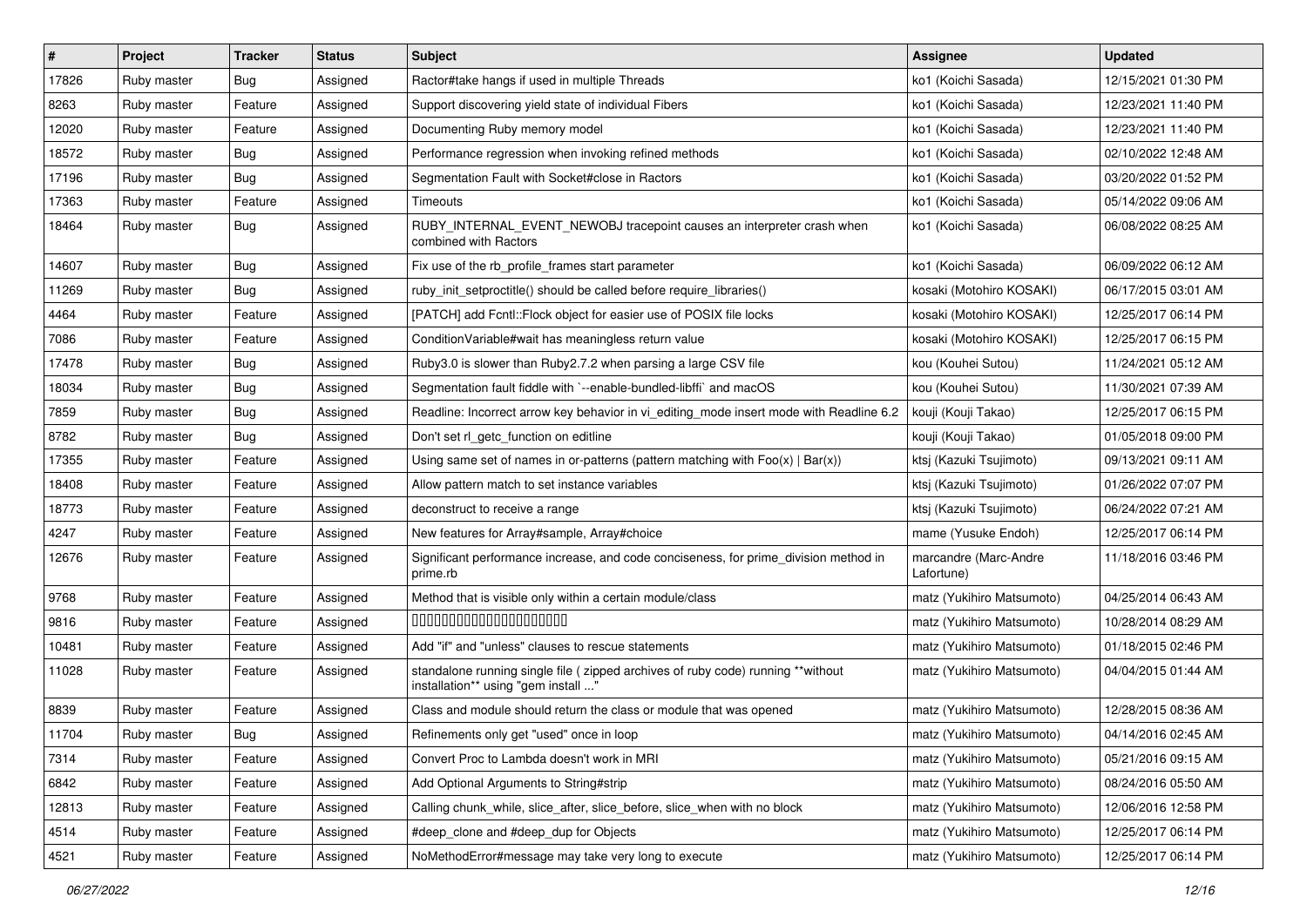| # | Project | Tracker | Status | Subject | Assignee | Updated |
|---|---|---|---|---|---|---|
| 17826 | Ruby master | Bug | Assigned | Ractor#take hangs if used in multiple Threads | ko1 (Koichi Sasada) | 12/15/2021 01:30 PM |
| 8263 | Ruby master | Feature | Assigned | Support discovering yield state of individual Fibers | ko1 (Koichi Sasada) | 12/23/2021 11:40 PM |
| 12020 | Ruby master | Feature | Assigned | Documenting Ruby memory model | ko1 (Koichi Sasada) | 12/23/2021 11:40 PM |
| 18572 | Ruby master | Bug | Assigned | Performance regression when invoking refined methods | ko1 (Koichi Sasada) | 02/10/2022 12:48 AM |
| 17196 | Ruby master | Bug | Assigned | Segmentation Fault with Socket#close in Ractors | ko1 (Koichi Sasada) | 03/20/2022 01:52 PM |
| 17363 | Ruby master | Feature | Assigned | Timeouts | ko1 (Koichi Sasada) | 05/14/2022 09:06 AM |
| 18464 | Ruby master | Bug | Assigned | RUBY_INTERNAL_EVENT_NEWOBJ tracepoint causes an interpreter crash when combined with Ractors | ko1 (Koichi Sasada) | 06/08/2022 08:25 AM |
| 14607 | Ruby master | Bug | Assigned | Fix use of the rb_profile_frames start parameter | ko1 (Koichi Sasada) | 06/09/2022 06:12 AM |
| 11269 | Ruby master | Bug | Assigned | ruby_init_setproctitle() should be called before require_libraries() | kosaki (Motohiro KOSAKI) | 06/17/2015 03:01 AM |
| 4464 | Ruby master | Feature | Assigned | [PATCH] add Fcntl::Flock object for easier use of POSIX file locks | kosaki (Motohiro KOSAKI) | 12/25/2017 06:14 PM |
| 7086 | Ruby master | Feature | Assigned | ConditionVariable#wait has meaningless return value | kosaki (Motohiro KOSAKI) | 12/25/2017 06:15 PM |
| 17478 | Ruby master | Bug | Assigned | Ruby3.0 is slower than Ruby2.7.2 when parsing a large CSV file | kou (Kouhei Sutou) | 11/24/2021 05:12 AM |
| 18034 | Ruby master | Bug | Assigned | Segmentation fault fiddle with `--enable-bundled-libffi` and macOS | kou (Kouhei Sutou) | 11/30/2021 07:39 AM |
| 7859 | Ruby master | Bug | Assigned | Readline: Incorrect arrow key behavior in vi_editing_mode insert mode with Readline 6.2 | kouji (Kouji Takao) | 12/25/2017 06:15 PM |
| 8782 | Ruby master | Bug | Assigned | Don't set rl_getc_function on editline | kouji (Kouji Takao) | 01/05/2018 09:00 PM |
| 17355 | Ruby master | Feature | Assigned | Using same set of names in or-patterns (pattern matching with Foo(x) \| Bar(x)) | ktsj (Kazuki Tsujimoto) | 09/13/2021 09:11 AM |
| 18408 | Ruby master | Feature | Assigned | Allow pattern match to set instance variables | ktsj (Kazuki Tsujimoto) | 01/26/2022 07:07 PM |
| 18773 | Ruby master | Feature | Assigned | deconstruct to receive a range | ktsj (Kazuki Tsujimoto) | 06/24/2022 07:21 AM |
| 4247 | Ruby master | Feature | Assigned | New features for Array#sample, Array#choice | mame (Yusuke Endoh) | 12/25/2017 06:14 PM |
| 12676 | Ruby master | Feature | Assigned | Significant performance increase, and code conciseness, for prime_division method in prime.rb | marcandre (Marc-Andre Lafortune) | 11/18/2016 03:46 PM |
| 9768 | Ruby master | Feature | Assigned | Method that is visible only within a certain module/class | matz (Yukihiro Matsumoto) | 04/25/2014 06:43 AM |
| 9816 | Ruby master | Feature | Assigned | 0000000000000000000000 | matz (Yukihiro Matsumoto) | 10/28/2014 08:29 AM |
| 10481 | Ruby master | Feature | Assigned | Add "if" and "unless" clauses to rescue statements | matz (Yukihiro Matsumoto) | 01/18/2015 02:46 PM |
| 11028 | Ruby master | Feature | Assigned | standalone running single file ( zipped archives of ruby code) running **without installation** using "gem install ..." | matz (Yukihiro Matsumoto) | 04/04/2015 01:44 AM |
| 8839 | Ruby master | Feature | Assigned | Class and module should return the class or module that was opened | matz (Yukihiro Matsumoto) | 12/28/2015 08:36 AM |
| 11704 | Ruby master | Bug | Assigned | Refinements only get "used" once in loop | matz (Yukihiro Matsumoto) | 04/14/2016 02:45 AM |
| 7314 | Ruby master | Feature | Assigned | Convert Proc to Lambda doesn't work in MRI | matz (Yukihiro Matsumoto) | 05/21/2016 09:15 AM |
| 6842 | Ruby master | Feature | Assigned | Add Optional Arguments to String#strip | matz (Yukihiro Matsumoto) | 08/24/2016 05:50 AM |
| 12813 | Ruby master | Feature | Assigned | Calling chunk_while, slice_after, slice_before, slice_when with no block | matz (Yukihiro Matsumoto) | 12/06/2016 12:58 PM |
| 4514 | Ruby master | Feature | Assigned | #deep_clone and #deep_dup for Objects | matz (Yukihiro Matsumoto) | 12/25/2017 06:14 PM |
| 4521 | Ruby master | Feature | Assigned | NoMethodError#message may take very long to execute | matz (Yukihiro Matsumoto) | 12/25/2017 06:14 PM |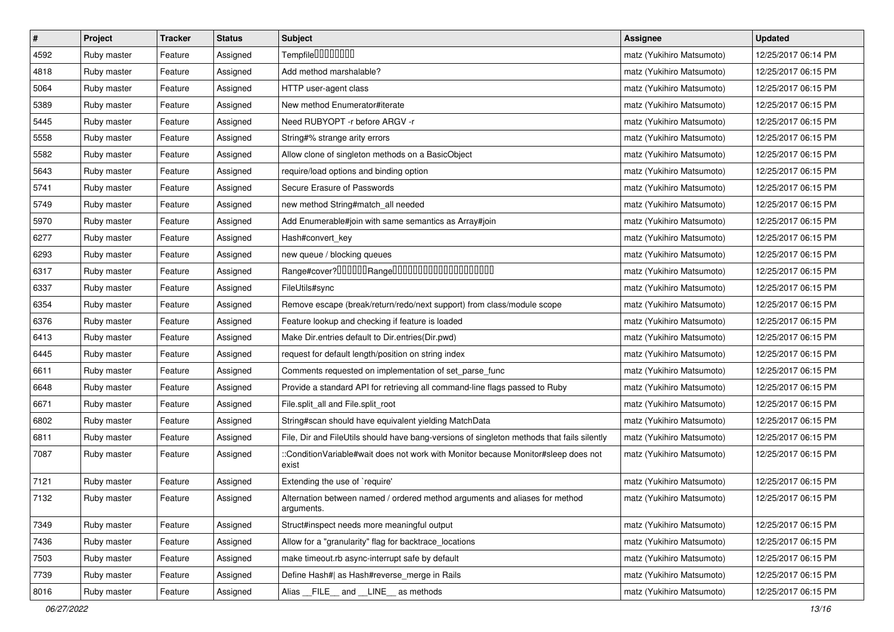| # | Project | Tracker | Status | Subject | Assignee | Updated |
|---|---|---|---|---|---|---|
| 4592 | Ruby master | Feature | Assigned | Tempfile□□□□□□□□ | matz (Yukihiro Matsumoto) | 12/25/2017 06:14 PM |
| 4818 | Ruby master | Feature | Assigned | Add method marshalable? | matz (Yukihiro Matsumoto) | 12/25/2017 06:15 PM |
| 5064 | Ruby master | Feature | Assigned | HTTP user-agent class | matz (Yukihiro Matsumoto) | 12/25/2017 06:15 PM |
| 5389 | Ruby master | Feature | Assigned | New method Enumerator#iterate | matz (Yukihiro Matsumoto) | 12/25/2017 06:15 PM |
| 5445 | Ruby master | Feature | Assigned | Need RUBYOPT -r before ARGV -r | matz (Yukihiro Matsumoto) | 12/25/2017 06:15 PM |
| 5558 | Ruby master | Feature | Assigned | String#% strange arity errors | matz (Yukihiro Matsumoto) | 12/25/2017 06:15 PM |
| 5582 | Ruby master | Feature | Assigned | Allow clone of singleton methods on a BasicObject | matz (Yukihiro Matsumoto) | 12/25/2017 06:15 PM |
| 5643 | Ruby master | Feature | Assigned | require/load options and binding option | matz (Yukihiro Matsumoto) | 12/25/2017 06:15 PM |
| 5741 | Ruby master | Feature | Assigned | Secure Erasure of Passwords | matz (Yukihiro Matsumoto) | 12/25/2017 06:15 PM |
| 5749 | Ruby master | Feature | Assigned | new method String#match_all needed | matz (Yukihiro Matsumoto) | 12/25/2017 06:15 PM |
| 5970 | Ruby master | Feature | Assigned | Add Enumerable#join with same semantics as Array#join | matz (Yukihiro Matsumoto) | 12/25/2017 06:15 PM |
| 6277 | Ruby master | Feature | Assigned | Hash#convert_key | matz (Yukihiro Matsumoto) | 12/25/2017 06:15 PM |
| 6293 | Ruby master | Feature | Assigned | new queue / blocking queues | matz (Yukihiro Matsumoto) | 12/25/2017 06:15 PM |
| 6317 | Ruby master | Feature | Assigned | Range#cover?□□□□□□Range□□□□□□□□□□□□□□□□□□□□ | matz (Yukihiro Matsumoto) | 12/25/2017 06:15 PM |
| 6337 | Ruby master | Feature | Assigned | FileUtils#sync | matz (Yukihiro Matsumoto) | 12/25/2017 06:15 PM |
| 6354 | Ruby master | Feature | Assigned | Remove escape (break/return/redo/next support) from class/module scope | matz (Yukihiro Matsumoto) | 12/25/2017 06:15 PM |
| 6376 | Ruby master | Feature | Assigned | Feature lookup and checking if feature is loaded | matz (Yukihiro Matsumoto) | 12/25/2017 06:15 PM |
| 6413 | Ruby master | Feature | Assigned | Make Dir.entries default to Dir.entries(Dir.pwd) | matz (Yukihiro Matsumoto) | 12/25/2017 06:15 PM |
| 6445 | Ruby master | Feature | Assigned | request for default length/position on string index | matz (Yukihiro Matsumoto) | 12/25/2017 06:15 PM |
| 6611 | Ruby master | Feature | Assigned | Comments requested on implementation of set_parse_func | matz (Yukihiro Matsumoto) | 12/25/2017 06:15 PM |
| 6648 | Ruby master | Feature | Assigned | Provide a standard API for retrieving all command-line flags passed to Ruby | matz (Yukihiro Matsumoto) | 12/25/2017 06:15 PM |
| 6671 | Ruby master | Feature | Assigned | File.split_all and File.split_root | matz (Yukihiro Matsumoto) | 12/25/2017 06:15 PM |
| 6802 | Ruby master | Feature | Assigned | String#scan should have equivalent yielding MatchData | matz (Yukihiro Matsumoto) | 12/25/2017 06:15 PM |
| 6811 | Ruby master | Feature | Assigned | File, Dir and FileUtils should have bang-versions of singleton methods that fails silently | matz (Yukihiro Matsumoto) | 12/25/2017 06:15 PM |
| 7087 | Ruby master | Feature | Assigned | ::ConditionVariable#wait does not work with Monitor because Monitor#sleep does not exist | matz (Yukihiro Matsumoto) | 12/25/2017 06:15 PM |
| 7121 | Ruby master | Feature | Assigned | Extending the use of `require' | matz (Yukihiro Matsumoto) | 12/25/2017 06:15 PM |
| 7132 | Ruby master | Feature | Assigned | Alternation between named / ordered method arguments and aliases for method arguments. | matz (Yukihiro Matsumoto) | 12/25/2017 06:15 PM |
| 7349 | Ruby master | Feature | Assigned | Struct#inspect needs more meaningful output | matz (Yukihiro Matsumoto) | 12/25/2017 06:15 PM |
| 7436 | Ruby master | Feature | Assigned | Allow for a "granularity" flag for backtrace_locations | matz (Yukihiro Matsumoto) | 12/25/2017 06:15 PM |
| 7503 | Ruby master | Feature | Assigned | make timeout.rb async-interrupt safe by default | matz (Yukihiro Matsumoto) | 12/25/2017 06:15 PM |
| 7739 | Ruby master | Feature | Assigned | Define Hash#\| as Hash#reverse_merge in Rails | matz (Yukihiro Matsumoto) | 12/25/2017 06:15 PM |
| 8016 | Ruby master | Feature | Assigned | Alias __FILE__ and __LINE__ as methods | matz (Yukihiro Matsumoto) | 12/25/2017 06:15 PM |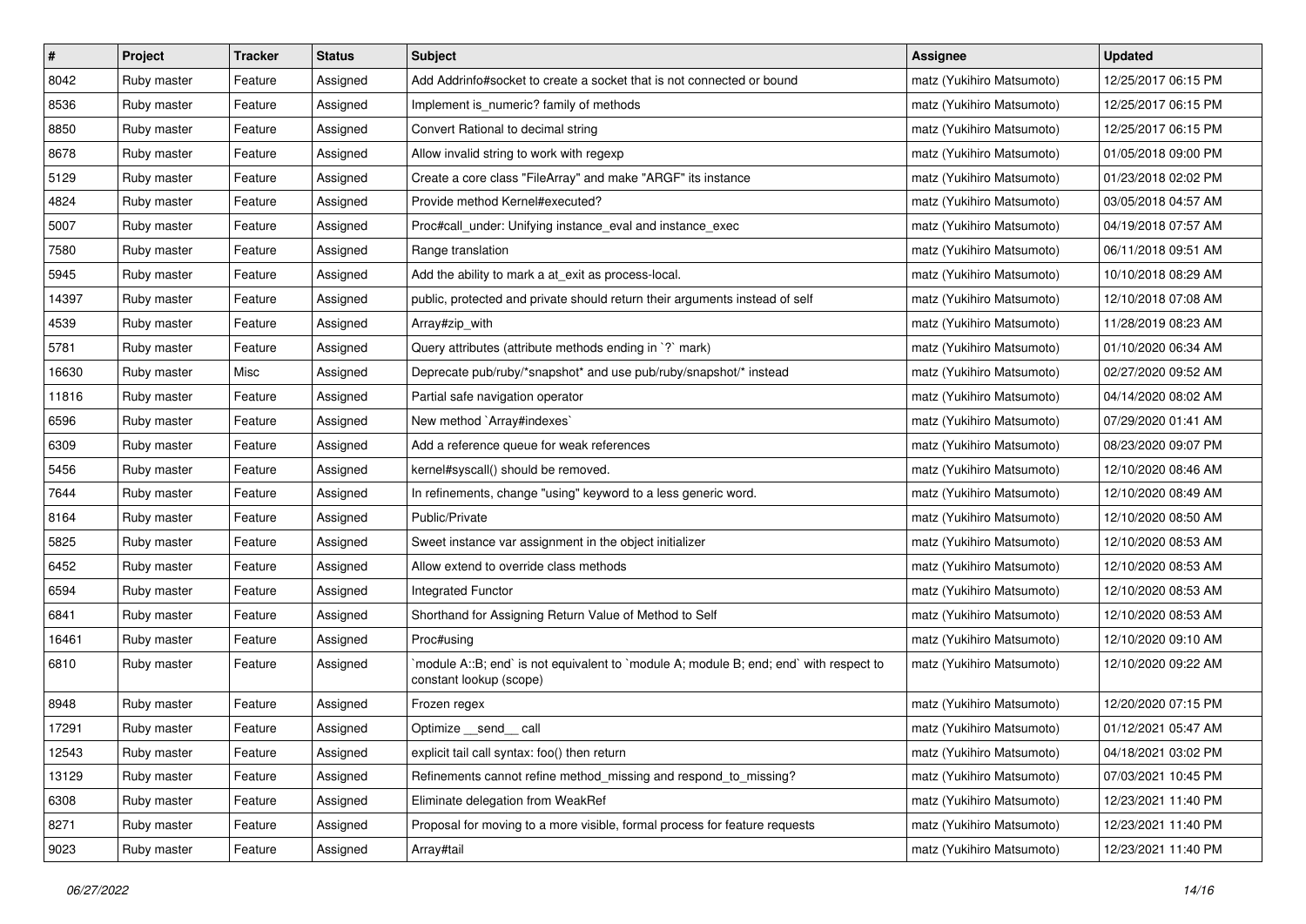| # | Project | Tracker | Status | Subject | Assignee | Updated |
|---|---|---|---|---|---|---|
| 8042 | Ruby master | Feature | Assigned | Add Addrinfo#socket to create a socket that is not connected or bound | matz (Yukihiro Matsumoto) | 12/25/2017 06:15 PM |
| 8536 | Ruby master | Feature | Assigned | Implement is_numeric? family of methods | matz (Yukihiro Matsumoto) | 12/25/2017 06:15 PM |
| 8850 | Ruby master | Feature | Assigned | Convert Rational to decimal string | matz (Yukihiro Matsumoto) | 12/25/2017 06:15 PM |
| 8678 | Ruby master | Feature | Assigned | Allow invalid string to work with regexp | matz (Yukihiro Matsumoto) | 01/05/2018 09:00 PM |
| 5129 | Ruby master | Feature | Assigned | Create a core class "FileArray" and make "ARGF" its instance | matz (Yukihiro Matsumoto) | 01/23/2018 02:02 PM |
| 4824 | Ruby master | Feature | Assigned | Provide method Kernel#executed? | matz (Yukihiro Matsumoto) | 03/05/2018 04:57 AM |
| 5007 | Ruby master | Feature | Assigned | Proc#call_under: Unifying instance_eval and instance_exec | matz (Yukihiro Matsumoto) | 04/19/2018 07:57 AM |
| 7580 | Ruby master | Feature | Assigned | Range translation | matz (Yukihiro Matsumoto) | 06/11/2018 09:51 AM |
| 5945 | Ruby master | Feature | Assigned | Add the ability to mark a at_exit as process-local. | matz (Yukihiro Matsumoto) | 10/10/2018 08:29 AM |
| 14397 | Ruby master | Feature | Assigned | public, protected and private should return their arguments instead of self | matz (Yukihiro Matsumoto) | 12/10/2018 07:08 AM |
| 4539 | Ruby master | Feature | Assigned | Array#zip_with | matz (Yukihiro Matsumoto) | 11/28/2019 08:23 AM |
| 5781 | Ruby master | Feature | Assigned | Query attributes (attribute methods ending in `?` mark) | matz (Yukihiro Matsumoto) | 01/10/2020 06:34 AM |
| 16630 | Ruby master | Misc | Assigned | Deprecate pub/ruby/*snapshot* and use pub/ruby/snapshot/* instead | matz (Yukihiro Matsumoto) | 02/27/2020 09:52 AM |
| 11816 | Ruby master | Feature | Assigned | Partial safe navigation operator | matz (Yukihiro Matsumoto) | 04/14/2020 08:02 AM |
| 6596 | Ruby master | Feature | Assigned | New method `Array#indexes` | matz (Yukihiro Matsumoto) | 07/29/2020 01:41 AM |
| 6309 | Ruby master | Feature | Assigned | Add a reference queue for weak references | matz (Yukihiro Matsumoto) | 08/23/2020 09:07 PM |
| 5456 | Ruby master | Feature | Assigned | kernel#syscall() should be removed. | matz (Yukihiro Matsumoto) | 12/10/2020 08:46 AM |
| 7644 | Ruby master | Feature | Assigned | In refinements, change "using" keyword to a less generic word. | matz (Yukihiro Matsumoto) | 12/10/2020 08:49 AM |
| 8164 | Ruby master | Feature | Assigned | Public/Private | matz (Yukihiro Matsumoto) | 12/10/2020 08:50 AM |
| 5825 | Ruby master | Feature | Assigned | Sweet instance var assignment in the object initializer | matz (Yukihiro Matsumoto) | 12/10/2020 08:53 AM |
| 6452 | Ruby master | Feature | Assigned | Allow extend to override class methods | matz (Yukihiro Matsumoto) | 12/10/2020 08:53 AM |
| 6594 | Ruby master | Feature | Assigned | Integrated Functor | matz (Yukihiro Matsumoto) | 12/10/2020 08:53 AM |
| 6841 | Ruby master | Feature | Assigned | Shorthand for Assigning Return Value of Method to Self | matz (Yukihiro Matsumoto) | 12/10/2020 08:53 AM |
| 16461 | Ruby master | Feature | Assigned | Proc#using | matz (Yukihiro Matsumoto) | 12/10/2020 09:10 AM |
| 6810 | Ruby master | Feature | Assigned | `module A::B; end` is not equivalent to `module A; module B; end; end` with respect to constant lookup (scope) | matz (Yukihiro Matsumoto) | 12/10/2020 09:22 AM |
| 8948 | Ruby master | Feature | Assigned | Frozen regex | matz (Yukihiro Matsumoto) | 12/20/2020 07:15 PM |
| 17291 | Ruby master | Feature | Assigned | Optimize __send__ call | matz (Yukihiro Matsumoto) | 01/12/2021 05:47 AM |
| 12543 | Ruby master | Feature | Assigned | explicit tail call syntax: foo() then return | matz (Yukihiro Matsumoto) | 04/18/2021 03:02 PM |
| 13129 | Ruby master | Feature | Assigned | Refinements cannot refine method_missing and respond_to_missing? | matz (Yukihiro Matsumoto) | 07/03/2021 10:45 PM |
| 6308 | Ruby master | Feature | Assigned | Eliminate delegation from WeakRef | matz (Yukihiro Matsumoto) | 12/23/2021 11:40 PM |
| 8271 | Ruby master | Feature | Assigned | Proposal for moving to a more visible, formal process for feature requests | matz (Yukihiro Matsumoto) | 12/23/2021 11:40 PM |
| 9023 | Ruby master | Feature | Assigned | Array#tail | matz (Yukihiro Matsumoto) | 12/23/2021 11:40 PM |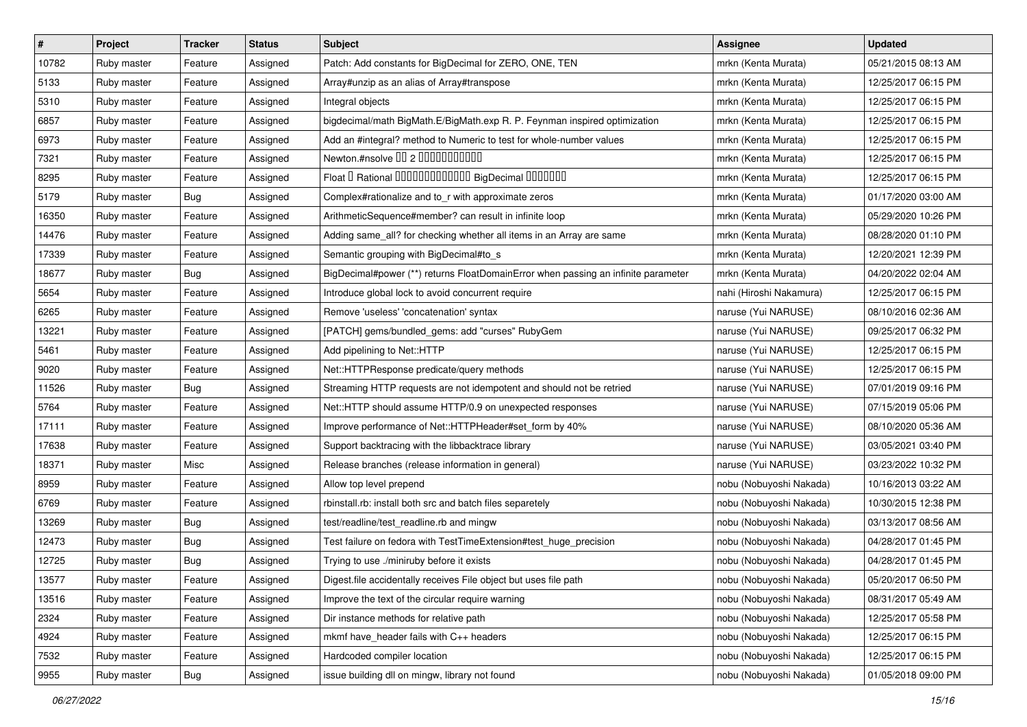| # | Project | Tracker | Status | Subject | Assignee | Updated |
| --- | --- | --- | --- | --- | --- | --- |
| 10782 | Ruby master | Feature | Assigned | Patch: Add constants for BigDecimal for ZERO, ONE, TEN | mrkn (Kenta Murata) | 05/21/2015 08:13 AM |
| 5133 | Ruby master | Feature | Assigned | Array#unzip as an alias of Array#transpose | mrkn (Kenta Murata) | 12/25/2017 06:15 PM |
| 5310 | Ruby master | Feature | Assigned | Integral objects | mrkn (Kenta Murata) | 12/25/2017 06:15 PM |
| 6857 | Ruby master | Feature | Assigned | bigdecimal/math BigMath.E/BigMath.exp R. P. Feynman inspired optimization | mrkn (Kenta Murata) | 12/25/2017 06:15 PM |
| 6973 | Ruby master | Feature | Assigned | Add an #integral? method to Numeric to test for whole-number values | mrkn (Kenta Murata) | 12/25/2017 06:15 PM |
| 7321 | Ruby master | Feature | Assigned | Newton.#nsolve 00 2 0000000000 | mrkn (Kenta Murata) | 12/25/2017 06:15 PM |
| 8295 | Ruby master | Feature | Assigned | Float 0 Rational 0000000000000 BigDecimal 0000000 | mrkn (Kenta Murata) | 12/25/2017 06:15 PM |
| 5179 | Ruby master | Bug | Assigned | Complex#rationalize and to_r with approximate zeros | mrkn (Kenta Murata) | 01/17/2020 03:00 AM |
| 16350 | Ruby master | Feature | Assigned | ArithmeticSequence#member? can result in infinite loop | mrkn (Kenta Murata) | 05/29/2020 10:26 PM |
| 14476 | Ruby master | Feature | Assigned | Adding same_all? for checking whether all items in an Array are same | mrkn (Kenta Murata) | 08/28/2020 01:10 PM |
| 17339 | Ruby master | Feature | Assigned | Semantic grouping with BigDecimal#to_s | mrkn (Kenta Murata) | 12/20/2021 12:39 PM |
| 18677 | Ruby master | Bug | Assigned | BigDecimal#power (**) returns FloatDomainError when passing an infinite parameter | mrkn (Kenta Murata) | 04/20/2022 02:04 AM |
| 5654 | Ruby master | Feature | Assigned | Introduce global lock to avoid concurrent require | nahi (Hiroshi Nakamura) | 12/25/2017 06:15 PM |
| 6265 | Ruby master | Feature | Assigned | Remove 'useless' 'concatenation' syntax | naruse (Yui NARUSE) | 08/10/2016 02:36 AM |
| 13221 | Ruby master | Feature | Assigned | [PATCH] gems/bundled_gems: add "curses" RubyGem | naruse (Yui NARUSE) | 09/25/2017 06:32 PM |
| 5461 | Ruby master | Feature | Assigned | Add pipelining to Net::HTTP | naruse (Yui NARUSE) | 12/25/2017 06:15 PM |
| 9020 | Ruby master | Feature | Assigned | Net::HTTPResponse predicate/query methods | naruse (Yui NARUSE) | 12/25/2017 06:15 PM |
| 11526 | Ruby master | Bug | Assigned | Streaming HTTP requests are not idempotent and should not be retried | naruse (Yui NARUSE) | 07/01/2019 09:16 PM |
| 5764 | Ruby master | Feature | Assigned | Net::HTTP should assume HTTP/0.9 on unexpected responses | naruse (Yui NARUSE) | 07/15/2019 05:06 PM |
| 17111 | Ruby master | Feature | Assigned | Improve performance of Net::HTTPHeader#set_form by 40% | naruse (Yui NARUSE) | 08/10/2020 05:36 AM |
| 17638 | Ruby master | Feature | Assigned | Support backtracing with the libbacktrace library | naruse (Yui NARUSE) | 03/05/2021 03:40 PM |
| 18371 | Ruby master | Misc | Assigned | Release branches (release information in general) | naruse (Yui NARUSE) | 03/23/2022 10:32 PM |
| 8959 | Ruby master | Feature | Assigned | Allow top level prepend | nobu (Nobuyoshi Nakada) | 10/16/2013 03:22 AM |
| 6769 | Ruby master | Feature | Assigned | rbinstall.rb: install both src and batch files separetely | nobu (Nobuyoshi Nakada) | 10/30/2015 12:38 PM |
| 13269 | Ruby master | Bug | Assigned | test/readline/test_readline.rb and mingw | nobu (Nobuyoshi Nakada) | 03/13/2017 08:56 AM |
| 12473 | Ruby master | Bug | Assigned | Test failure on fedora with TestTimeExtension#test_huge_precision | nobu (Nobuyoshi Nakada) | 04/28/2017 01:45 PM |
| 12725 | Ruby master | Bug | Assigned | Trying to use ./miniruby before it exists | nobu (Nobuyoshi Nakada) | 04/28/2017 01:45 PM |
| 13577 | Ruby master | Feature | Assigned | Digest.file accidentally receives File object but uses file path | nobu (Nobuyoshi Nakada) | 05/20/2017 06:50 PM |
| 13516 | Ruby master | Feature | Assigned | Improve the text of the circular require warning | nobu (Nobuyoshi Nakada) | 08/31/2017 05:49 AM |
| 2324 | Ruby master | Feature | Assigned | Dir instance methods for relative path | nobu (Nobuyoshi Nakada) | 12/25/2017 05:58 PM |
| 4924 | Ruby master | Feature | Assigned | mkmf have_header fails with C++ headers | nobu (Nobuyoshi Nakada) | 12/25/2017 06:15 PM |
| 7532 | Ruby master | Feature | Assigned | Hardcoded compiler location | nobu (Nobuyoshi Nakada) | 12/25/2017 06:15 PM |
| 9955 | Ruby master | Bug | Assigned | issue building dll on mingw, library not found | nobu (Nobuyoshi Nakada) | 01/05/2018 09:00 PM |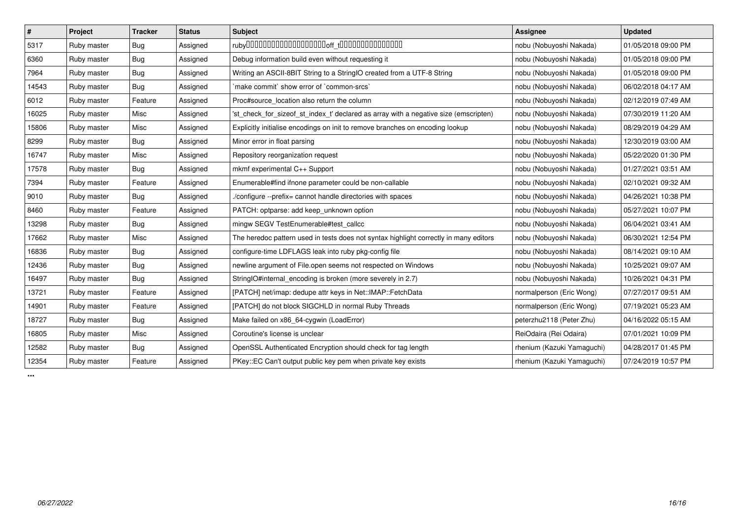| # | Project | Tracker | Status | Subject | Assignee | Updated |
|---|---|---|---|---|---|---|
| 5317 | Ruby master | Bug | Assigned | ruby����������������������off_t�������������������� | nobu (Nobuyoshi Nakada) | 01/05/2018 09:00 PM |
| 6360 | Ruby master | Bug | Assigned | Debug information build even without requesting it | nobu (Nobuyoshi Nakada) | 01/05/2018 09:00 PM |
| 7964 | Ruby master | Bug | Assigned | Writing an ASCII-8BIT String to a StringIO created from a UTF-8 String | nobu (Nobuyoshi Nakada) | 01/05/2018 09:00 PM |
| 14543 | Ruby master | Bug | Assigned | `make commit` show error of `common-srcs` | nobu (Nobuyoshi Nakada) | 06/02/2018 04:17 AM |
| 6012 | Ruby master | Feature | Assigned | Proc#source_location also return the column | nobu (Nobuyoshi Nakada) | 02/12/2019 07:49 AM |
| 16025 | Ruby master | Misc | Assigned | 'st_check_for_sizeof_st_index_t' declared as array with a negative size (emscripten) | nobu (Nobuyoshi Nakada) | 07/30/2019 11:20 AM |
| 15806 | Ruby master | Misc | Assigned | Explicitly initialise encodings on init to remove branches on encoding lookup | nobu (Nobuyoshi Nakada) | 08/29/2019 04:29 AM |
| 8299 | Ruby master | Bug | Assigned | Minor error in float parsing | nobu (Nobuyoshi Nakada) | 12/30/2019 03:00 AM |
| 16747 | Ruby master | Misc | Assigned | Repository reorganization request | nobu (Nobuyoshi Nakada) | 05/22/2020 01:30 PM |
| 17578 | Ruby master | Bug | Assigned | mkmf experimental C++ Support | nobu (Nobuyoshi Nakada) | 01/27/2021 03:51 AM |
| 7394 | Ruby master | Feature | Assigned | Enumerable#find ifnone parameter could be non-callable | nobu (Nobuyoshi Nakada) | 02/10/2021 09:32 AM |
| 9010 | Ruby master | Bug | Assigned | ./configure --prefix= cannot handle directories with spaces | nobu (Nobuyoshi Nakada) | 04/26/2021 10:38 PM |
| 8460 | Ruby master | Feature | Assigned | PATCH: optparse: add keep_unknown option | nobu (Nobuyoshi Nakada) | 05/27/2021 10:07 PM |
| 13298 | Ruby master | Bug | Assigned | mingw SEGV TestEnumerable#test_callcc | nobu (Nobuyoshi Nakada) | 06/04/2021 03:41 AM |
| 17662 | Ruby master | Misc | Assigned | The heredoc pattern used in tests does not syntax highlight correctly in many editors | nobu (Nobuyoshi Nakada) | 06/30/2021 12:54 PM |
| 16836 | Ruby master | Bug | Assigned | configure-time LDFLAGS leak into ruby pkg-config file | nobu (Nobuyoshi Nakada) | 08/14/2021 09:10 AM |
| 12436 | Ruby master | Bug | Assigned | newline argument of File.open seems not respected on Windows | nobu (Nobuyoshi Nakada) | 10/25/2021 09:07 AM |
| 16497 | Ruby master | Bug | Assigned | StringIO#internal_encoding is broken (more severely in 2.7) | nobu (Nobuyoshi Nakada) | 10/26/2021 04:31 PM |
| 13721 | Ruby master | Feature | Assigned | [PATCH] net/imap: dedupe attr keys in Net::IMAP::FetchData | normalperson (Eric Wong) | 07/27/2017 09:51 AM |
| 14901 | Ruby master | Feature | Assigned | [PATCH] do not block SIGCHLD in normal Ruby Threads | normalperson (Eric Wong) | 07/19/2021 05:23 AM |
| 18727 | Ruby master | Bug | Assigned | Make failed on x86_64-cygwin (LoadError) | peterzhu2118 (Peter Zhu) | 04/16/2022 05:15 AM |
| 16805 | Ruby master | Misc | Assigned | Coroutine's license is unclear | ReiOdaira (Rei Odaira) | 07/01/2021 10:09 PM |
| 12582 | Ruby master | Bug | Assigned | OpenSSL Authenticated Encryption should check for tag length | rhenium (Kazuki Yamaguchi) | 04/28/2017 01:45 PM |
| 12354 | Ruby master | Feature | Assigned | PKey::EC Can't output public key pem when private key exists | rhenium (Kazuki Yamaguchi) | 07/24/2019 10:57 PM |

...